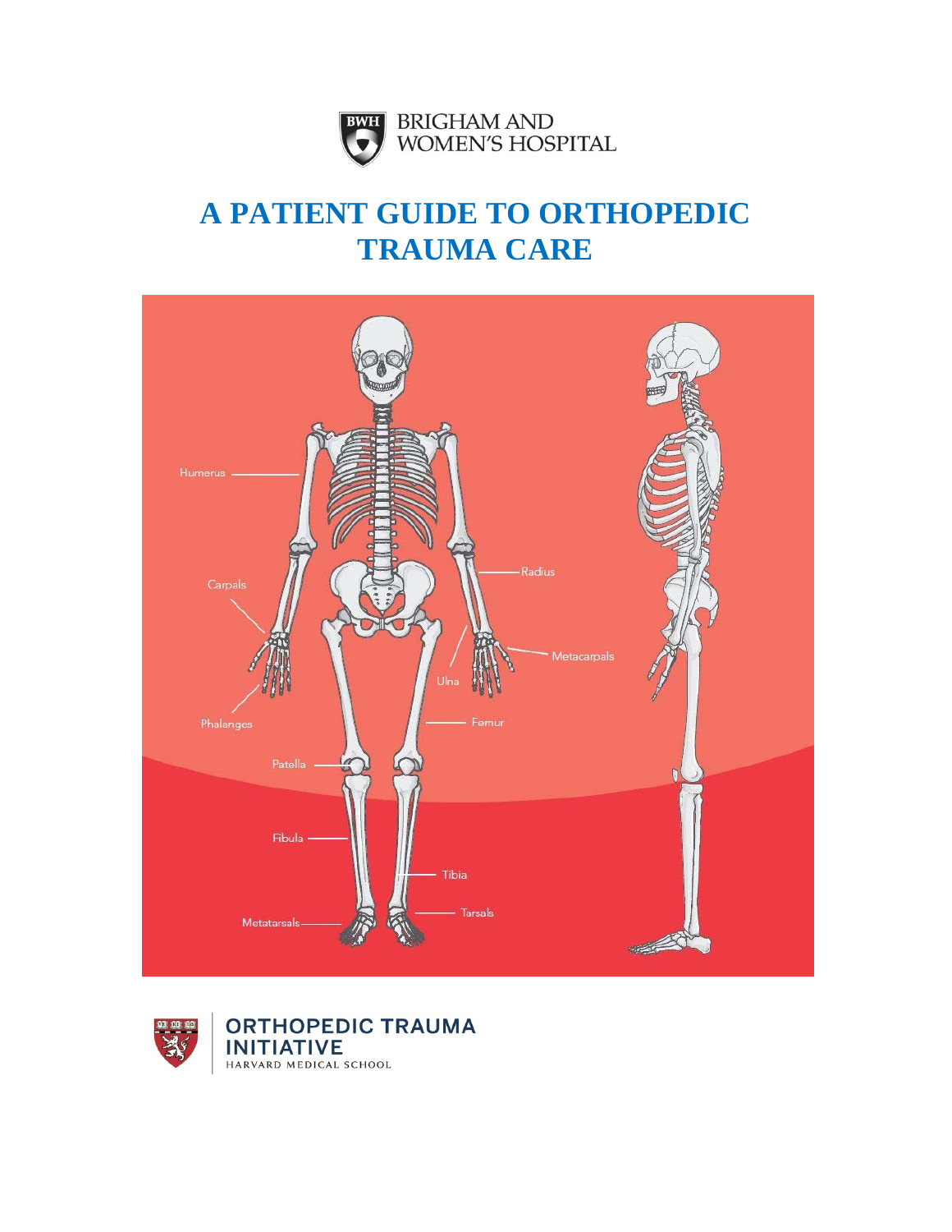BRIGHAM AND WOMEN'S HOSPITAL

# A PATIENT GUIDE TO ORTHOPEDIC TRAUMA CARE

Humerus

Carpals

Phalanges

Patella

Fibula

Metatarsals

Radius

Metacarpals

Ulna

Femur

Tibia

Tarsals

ORTHOPEDIC TRAUMA INITIATIVE

HARVARD MEDICAL SCHOOL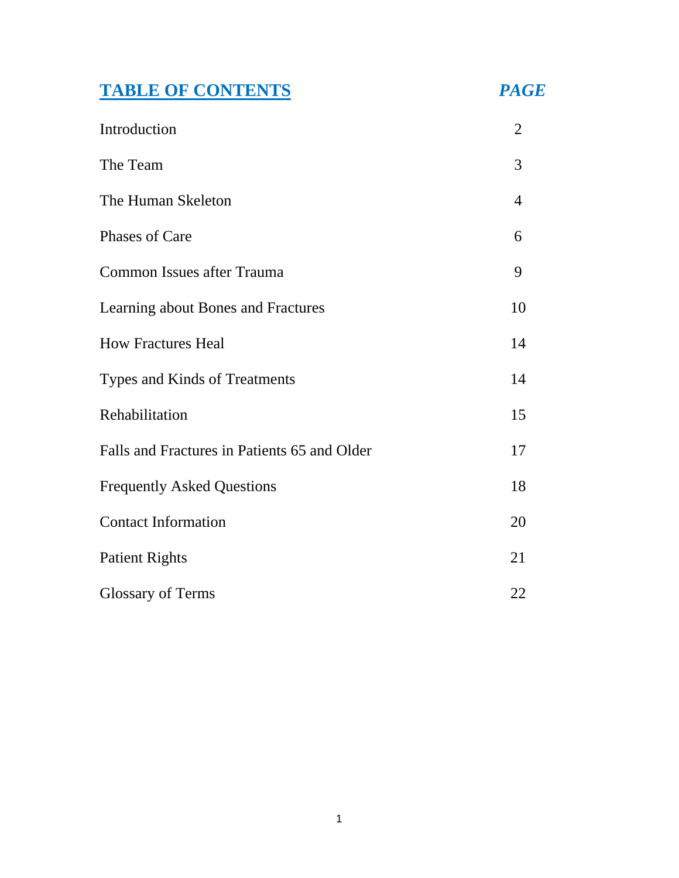## TABLE OF CONTENTS

| | *PAGE* |
|---|---|
| Introduction | 2 |
| The Team | 3 |
| The Human Skeleton | 4 |
| Phases of Care | 6 |
| Common Issues after Trauma | 9 |
| Learning about Bones and Fractures | 10 |
| How Fractures Heal | 14 |
| Types and Kinds of Treatments | 14 |
| Rehabilitation | 15 |
| Falls and Fractures in Patients 65 and Older | 17 |
| Frequently Asked Questions | 18 |
| Contact Information | 20 |
| Patient Rights | 21 |
| Glossary of Terms | 22 |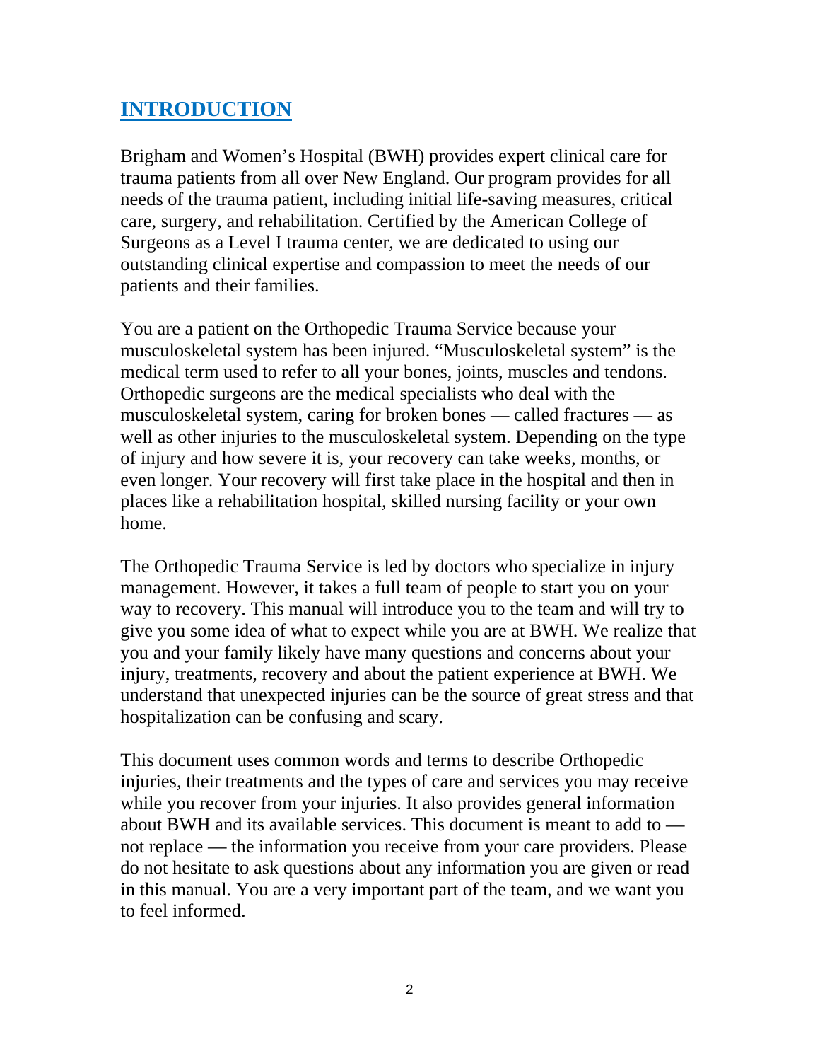## INTRODUCTION

Brigham and Women's Hospital (BWH) provides expert clinical care for trauma patients from all over New England. Our program provides for all needs of the trauma patient, including initial life-saving measures, critical care, surgery, and rehabilitation. Certified by the American College of Surgeons as a Level I trauma center, we are dedicated to using our outstanding clinical expertise and compassion to meet the needs of our patients and their families.

You are a patient on the Orthopedic Trauma Service because your musculoskeletal system has been injured. "Musculoskeletal system" is the medical term used to refer to all your bones, joints, muscles and tendons. Orthopedic surgeons are the medical specialists who deal with the musculoskeletal system, caring for broken bones — called fractures — as well as other injuries to the musculoskeletal system. Depending on the type of injury and how severe it is, your recovery can take weeks, months, or even longer. Your recovery will first take place in the hospital and then in places like a rehabilitation hospital, skilled nursing facility or your own home.

The Orthopedic Trauma Service is led by doctors who specialize in injury management. However, it takes a full team of people to start you on your way to recovery. This manual will introduce you to the team and will try to give you some idea of what to expect while you are at BWH. We realize that you and your family likely have many questions and concerns about your injury, treatments, recovery and about the patient experience at BWH. We understand that unexpected injuries can be the source of great stress and that hospitalization can be confusing and scary.

This document uses common words and terms to describe Orthopedic injuries, their treatments and the types of care and services you may receive while you recover from your injuries. It also provides general information about BWH and its available services. This document is meant to add to — not replace — the information you receive from your care providers. Please do not hesitate to ask questions about any information you are given or read in this manual. You are a very important part of the team, and we want you to feel informed.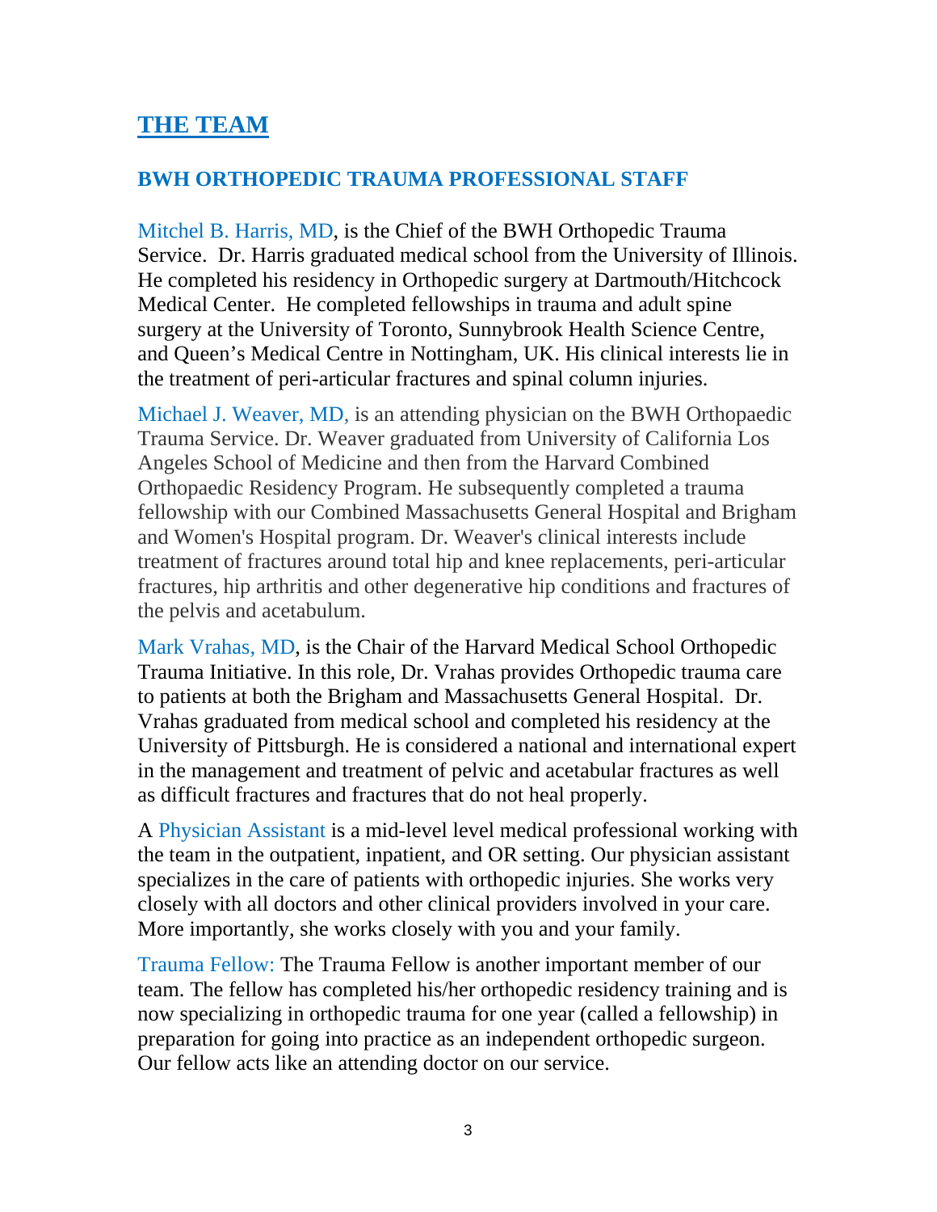## THE TEAM

### BWH ORTHOPEDIC TRAUMA PROFESSIONAL STAFF

Mitchel B. Harris, MD, is the Chief of the BWH Orthopedic Trauma Service. Dr. Harris graduated medical school from the University of Illinois. He completed his residency in Orthopedic surgery at Dartmouth/Hitchcock Medical Center. He completed fellowships in trauma and adult spine surgery at the University of Toronto, Sunnybrook Health Science Centre, and Queen's Medical Centre in Nottingham, UK. His clinical interests lie in the treatment of peri-articular fractures and spinal column injuries.

Michael J. Weaver, MD, is an attending physician on the BWH Orthopaedic Trauma Service. Dr. Weaver graduated from University of California Los Angeles School of Medicine and then from the Harvard Combined Orthopaedic Residency Program. He subsequently completed a trauma fellowship with our Combined Massachusetts General Hospital and Brigham and Women's Hospital program. Dr. Weaver's clinical interests include treatment of fractures around total hip and knee replacements, peri-articular fractures, hip arthritis and other degenerative hip conditions and fractures of the pelvis and acetabulum.

Mark Vrahas, MD, is the Chair of the Harvard Medical School Orthopedic Trauma Initiative. In this role, Dr. Vrahas provides Orthopedic trauma care to patients at both the Brigham and Massachusetts General Hospital. Dr. Vrahas graduated from medical school and completed his residency at the University of Pittsburgh. He is considered a national and international expert in the management and treatment of pelvic and acetabular fractures as well as difficult fractures and fractures that do not heal properly.

A Physician Assistant is a mid-level level medical professional working with the team in the outpatient, inpatient, and OR setting. Our physician assistant specializes in the care of patients with orthopedic injuries. She works very closely with all doctors and other clinical providers involved in your care. More importantly, she works closely with you and your family.

Trauma Fellow: The Trauma Fellow is another important member of our team. The fellow has completed his/her orthopedic residency training and is now specializing in orthopedic trauma for one year (called a fellowship) in preparation for going into practice as an independent orthopedic surgeon. Our fellow acts like an attending doctor on our service.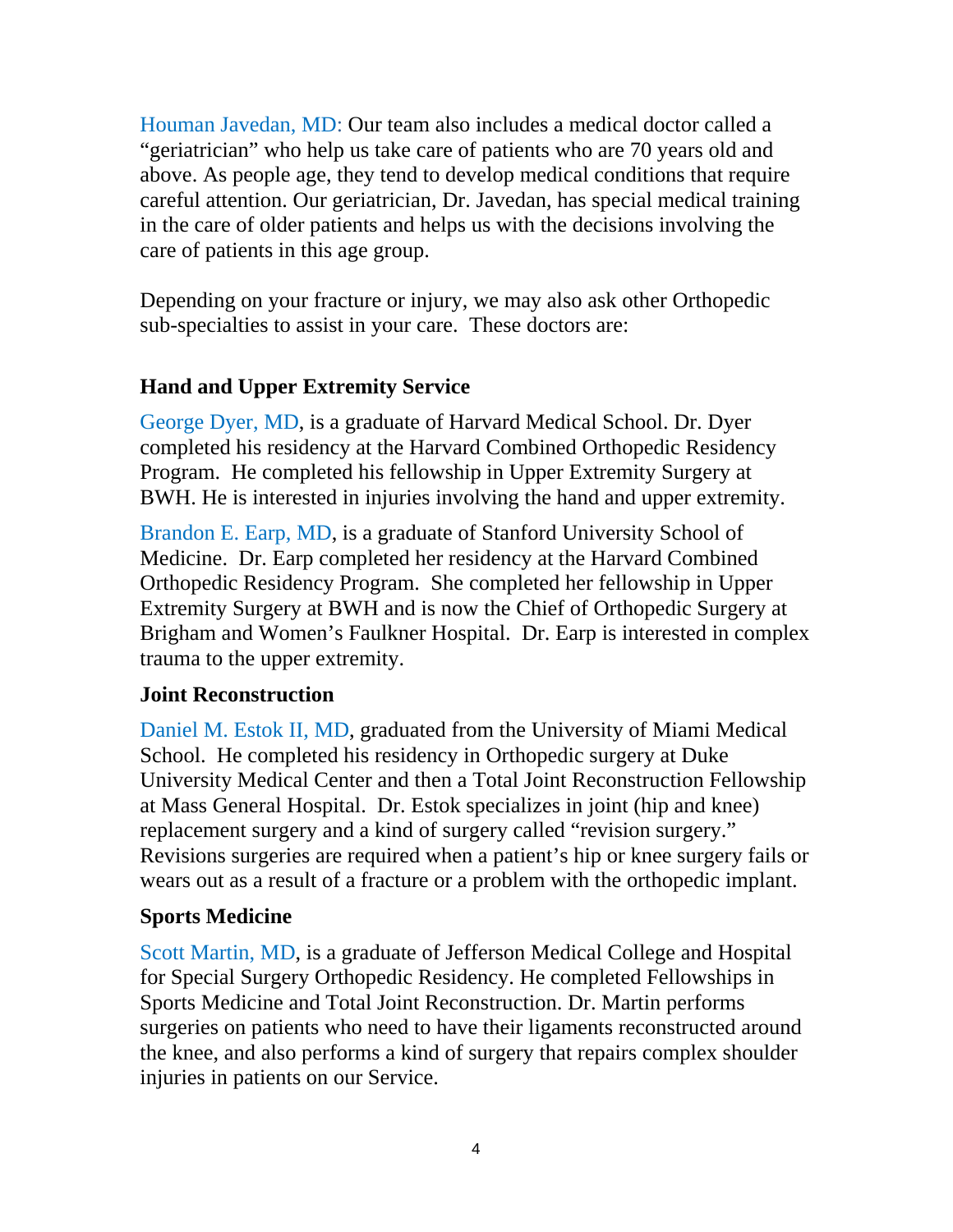Houman Javedan, MD: Our team also includes a medical doctor called a "geriatrician" who help us take care of patients who are 70 years old and above. As people age, they tend to develop medical conditions that require careful attention. Our geriatrician, Dr. Javedan, has special medical training in the care of older patients and helps us with the decisions involving the care of patients in this age group.

Depending on your fracture or injury, we may also ask other Orthopedic sub-specialties to assist in your care. These doctors are:

### Hand and Upper Extremity Service

George Dyer, MD, is a graduate of Harvard Medical School. Dr. Dyer completed his residency at the Harvard Combined Orthopedic Residency Program. He completed his fellowship in Upper Extremity Surgery at BWH. He is interested in injuries involving the hand and upper extremity.

Brandon E. Earp, MD, is a graduate of Stanford University School of Medicine. Dr. Earp completed her residency at the Harvard Combined Orthopedic Residency Program. She completed her fellowship in Upper Extremity Surgery at BWH and is now the Chief of Orthopedic Surgery at Brigham and Women's Faulkner Hospital. Dr. Earp is interested in complex trauma to the upper extremity.

### Joint Reconstruction

Daniel M. Estok II, MD, graduated from the University of Miami Medical School. He completed his residency in Orthopedic surgery at Duke University Medical Center and then a Total Joint Reconstruction Fellowship at Mass General Hospital. Dr. Estok specializes in joint (hip and knee) replacement surgery and a kind of surgery called "revision surgery." Revisions surgeries are required when a patient's hip or knee surgery fails or wears out as a result of a fracture or a problem with the orthopedic implant.

### Sports Medicine

Scott Martin, MD, is a graduate of Jefferson Medical College and Hospital for Special Surgery Orthopedic Residency. He completed Fellowships in Sports Medicine and Total Joint Reconstruction. Dr. Martin performs surgeries on patients who need to have their ligaments reconstructed around the knee, and also performs a kind of surgery that repairs complex shoulder injuries in patients on our Service.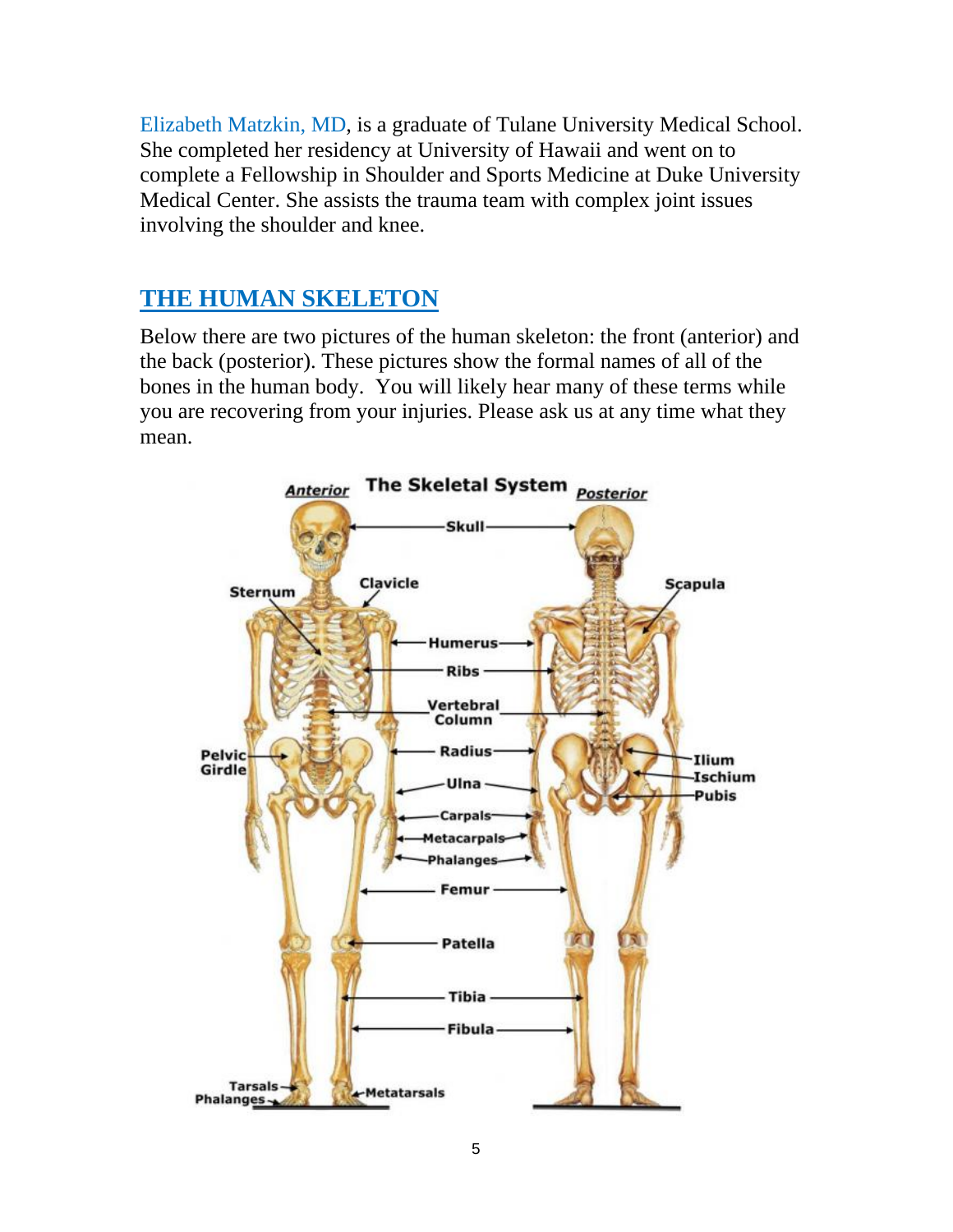Elizabeth Matzkin, MD, is a graduate of Tulane University Medical School. She completed her residency at University of Hawaii and went on to complete a Fellowship in Shoulder and Sports Medicine at Duke University Medical Center. She assists the trauma team with complex joint issues involving the shoulder and knee.

## THE HUMAN SKELETON

Below there are two pictures of the human skeleton: the front (anterior) and the back (posterior). These pictures show the formal names of all of the bones in the human body. You will likely hear many of these terms while you are recovering from your injuries. Please ask us at any time what they mean.

**The Skeletal System**

*Anterior* — *Posterior*

Skull, Sternum, Clavicle, Scapula, Humerus, Ribs, Vertebral Column, Pelvic Girdle, Radius, Ilium, Ischium, Pubis, Ulna, Carpals, Metacarpals, Phalanges, Femur, Patella, Tibia, Fibula, Tarsals, Phalanges, Metatarsals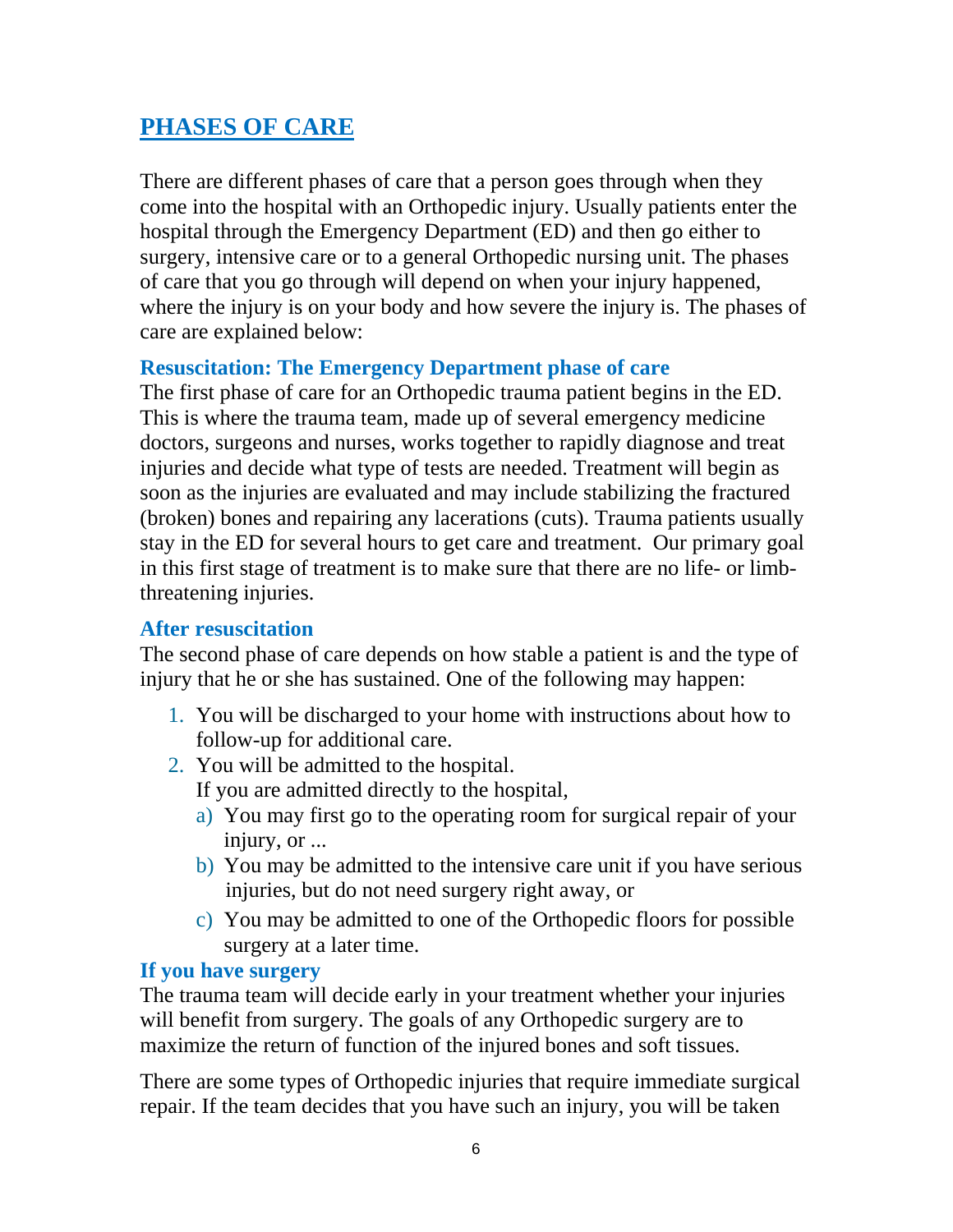## PHASES OF CARE

There are different phases of care that a person goes through when they come into the hospital with an Orthopedic injury. Usually patients enter the hospital through the Emergency Department (ED) and then go either to surgery, intensive care or to a general Orthopedic nursing unit. The phases of care that you go through will depend on when your injury happened, where the injury is on your body and how severe the injury is. The phases of care are explained below:

### Resuscitation: The Emergency Department phase of care

The first phase of care for an Orthopedic trauma patient begins in the ED. This is where the trauma team, made up of several emergency medicine doctors, surgeons and nurses, works together to rapidly diagnose and treat injuries and decide what type of tests are needed. Treatment will begin as soon as the injuries are evaluated and may include stabilizing the fractured (broken) bones and repairing any lacerations (cuts). Trauma patients usually stay in the ED for several hours to get care and treatment. Our primary goal in this first stage of treatment is to make sure that there are no life- or limb-threatening injuries.

### After resuscitation

The second phase of care depends on how stable a patient is and the type of injury that he or she has sustained. One of the following may happen:

1. You will be discharged to your home with instructions about how to follow-up for additional care.
2. You will be admitted to the hospital.
   If you are admitted directly to the hospital,
   a) You may first go to the operating room for surgical repair of your injury, or ...
   b) You may be admitted to the intensive care unit if you have serious injuries, but do not need surgery right away, or
   c) You may be admitted to one of the Orthopedic floors for possible surgery at a later time.

### If you have surgery

The trauma team will decide early in your treatment whether your injuries will benefit from surgery. The goals of any Orthopedic surgery are to maximize the return of function of the injured bones and soft tissues.

There are some types of Orthopedic injuries that require immediate surgical repair. If the team decides that you have such an injury, you will be taken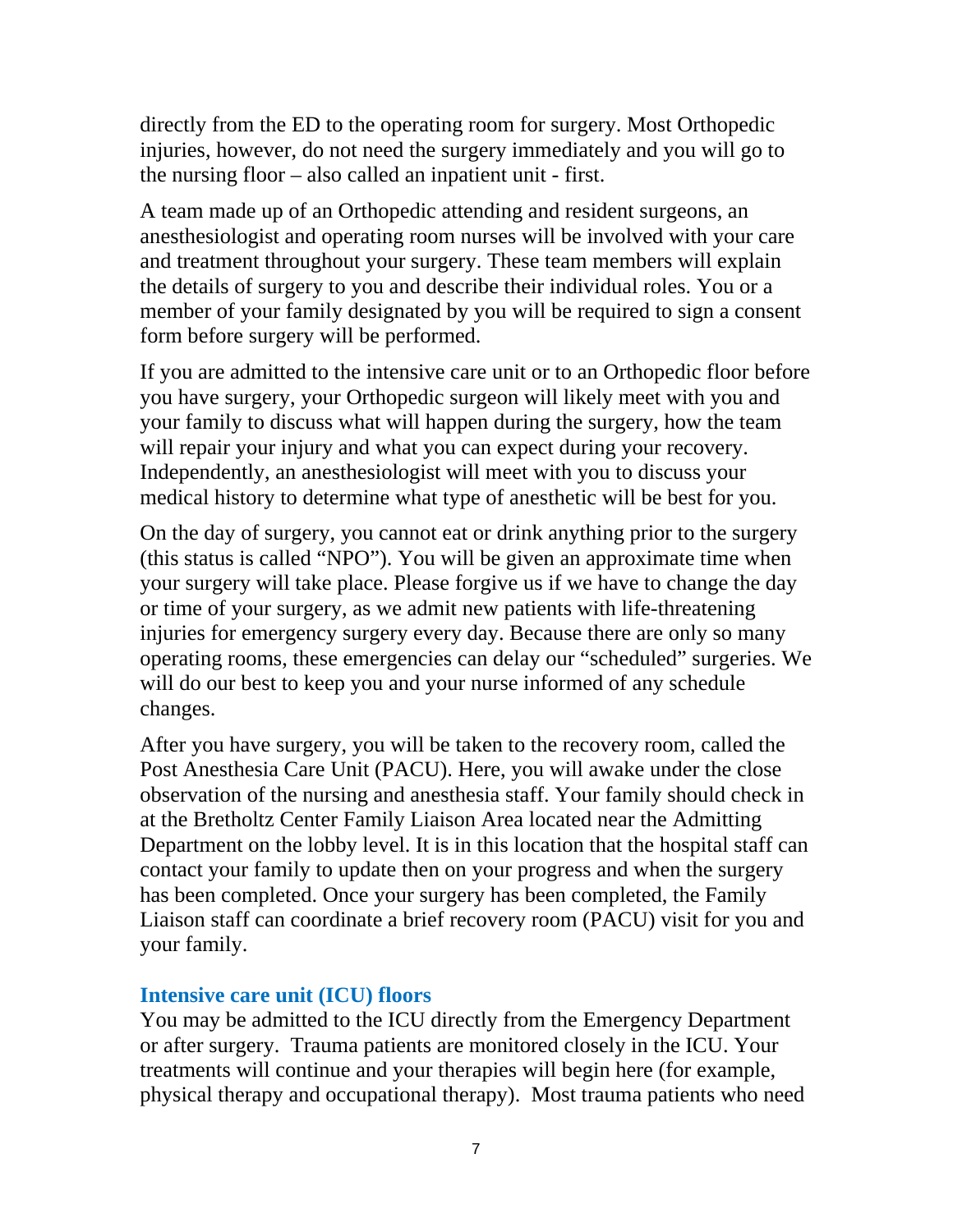directly from the ED to the operating room for surgery. Most Orthopedic injuries, however, do not need the surgery immediately and you will go to the nursing floor – also called an inpatient unit - first.

A team made up of an Orthopedic attending and resident surgeons, an anesthesiologist and operating room nurses will be involved with your care and treatment throughout your surgery. These team members will explain the details of surgery to you and describe their individual roles. You or a member of your family designated by you will be required to sign a consent form before surgery will be performed.

If you are admitted to the intensive care unit or to an Orthopedic floor before you have surgery, your Orthopedic surgeon will likely meet with you and your family to discuss what will happen during the surgery, how the team will repair your injury and what you can expect during your recovery. Independently, an anesthesiologist will meet with you to discuss your medical history to determine what type of anesthetic will be best for you.

On the day of surgery, you cannot eat or drink anything prior to the surgery (this status is called "NPO"). You will be given an approximate time when your surgery will take place. Please forgive us if we have to change the day or time of your surgery, as we admit new patients with life-threatening injuries for emergency surgery every day. Because there are only so many operating rooms, these emergencies can delay our "scheduled" surgeries. We will do our best to keep you and your nurse informed of any schedule changes.

After you have surgery, you will be taken to the recovery room, called the Post Anesthesia Care Unit (PACU). Here, you will awake under the close observation of the nursing and anesthesia staff. Your family should check in at the Bretholtz Center Family Liaison Area located near the Admitting Department on the lobby level. It is in this location that the hospital staff can contact your family to update then on your progress and when the surgery has been completed. Once your surgery has been completed, the Family Liaison staff can coordinate a brief recovery room (PACU) visit for you and your family.

### Intensive care unit (ICU) floors

You may be admitted to the ICU directly from the Emergency Department or after surgery. Trauma patients are monitored closely in the ICU. Your treatments will continue and your therapies will begin here (for example, physical therapy and occupational therapy). Most trauma patients who need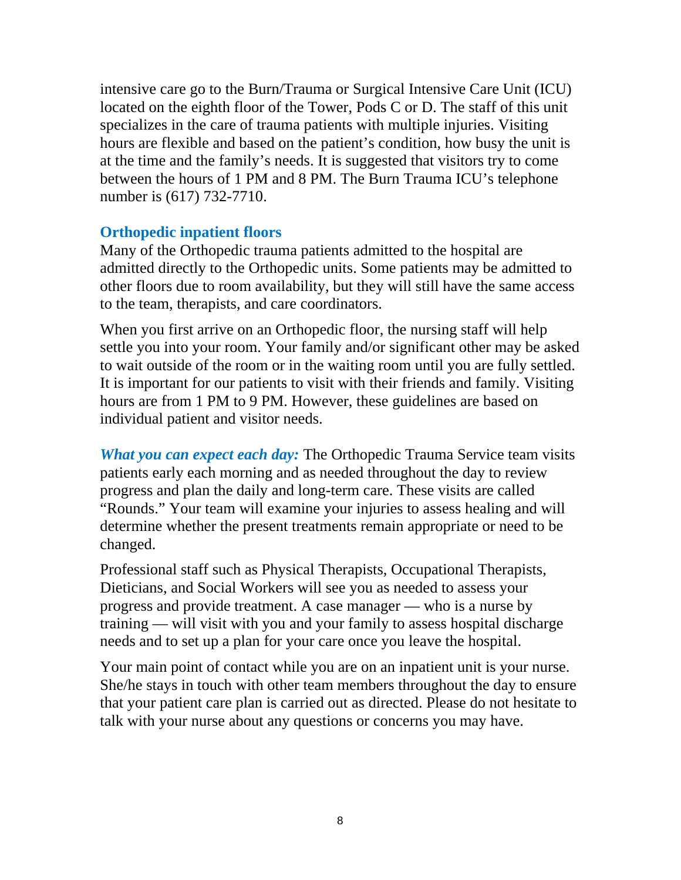intensive care go to the Burn/Trauma or Surgical Intensive Care Unit (ICU) located on the eighth floor of the Tower, Pods C or D. The staff of this unit specializes in the care of trauma patients with multiple injuries. Visiting hours are flexible and based on the patient's condition, how busy the unit is at the time and the family's needs. It is suggested that visitors try to come between the hours of 1 PM and 8 PM. The Burn Trauma ICU's telephone number is (617) 732-7710.

### Orthopedic inpatient floors

Many of the Orthopedic trauma patients admitted to the hospital are admitted directly to the Orthopedic units. Some patients may be admitted to other floors due to room availability, but they will still have the same access to the team, therapists, and care coordinators.

When you first arrive on an Orthopedic floor, the nursing staff will help settle you into your room. Your family and/or significant other may be asked to wait outside of the room or in the waiting room until you are fully settled. It is important for our patients to visit with their friends and family. Visiting hours are from 1 PM to 9 PM. However, these guidelines are based on individual patient and visitor needs.

***What you can expect each day:*** The Orthopedic Trauma Service team visits patients early each morning and as needed throughout the day to review progress and plan the daily and long-term care. These visits are called "Rounds." Your team will examine your injuries to assess healing and will determine whether the present treatments remain appropriate or need to be changed.

Professional staff such as Physical Therapists, Occupational Therapists, Dieticians, and Social Workers will see you as needed to assess your progress and provide treatment. A case manager — who is a nurse by training — will visit with you and your family to assess hospital discharge needs and to set up a plan for your care once you leave the hospital.

Your main point of contact while you are on an inpatient unit is your nurse. She/he stays in touch with other team members throughout the day to ensure that your patient care plan is carried out as directed. Please do not hesitate to talk with your nurse about any questions or concerns you may have.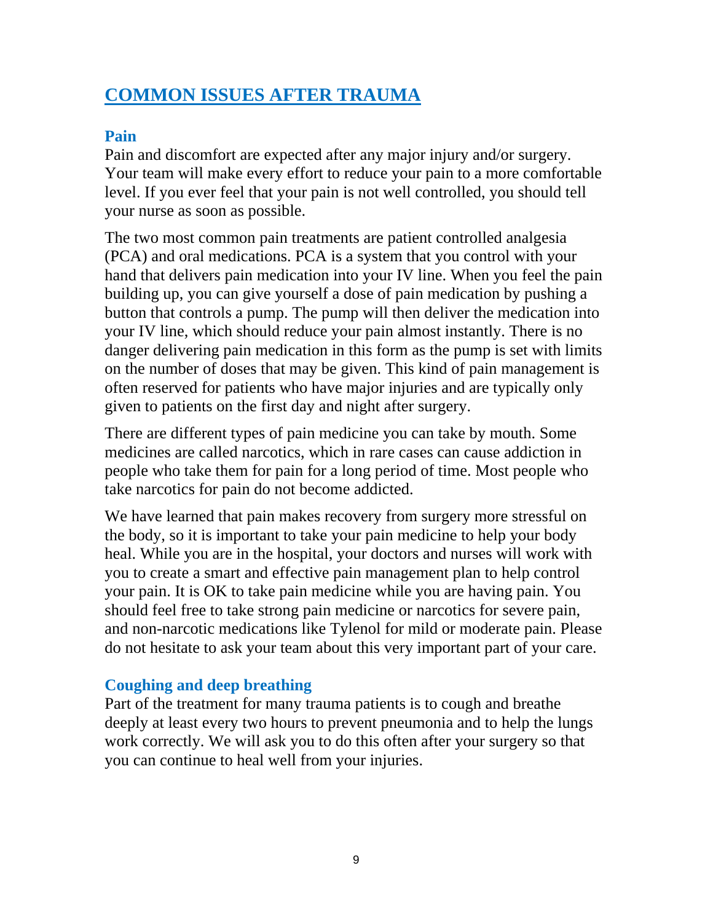# COMMON ISSUES AFTER TRAUMA

## Pain

Pain and discomfort are expected after any major injury and/or surgery. Your team will make every effort to reduce your pain to a more comfortable level. If you ever feel that your pain is not well controlled, you should tell your nurse as soon as possible.

The two most common pain treatments are patient controlled analgesia (PCA) and oral medications. PCA is a system that you control with your hand that delivers pain medication into your IV line. When you feel the pain building up, you can give yourself a dose of pain medication by pushing a button that controls a pump. The pump will then deliver the medication into your IV line, which should reduce your pain almost instantly. There is no danger delivering pain medication in this form as the pump is set with limits on the number of doses that may be given. This kind of pain management is often reserved for patients who have major injuries and are typically only given to patients on the first day and night after surgery.

There are different types of pain medicine you can take by mouth. Some medicines are called narcotics, which in rare cases can cause addiction in people who take them for pain for a long period of time. Most people who take narcotics for pain do not become addicted.

We have learned that pain makes recovery from surgery more stressful on the body, so it is important to take your pain medicine to help your body heal. While you are in the hospital, your doctors and nurses will work with you to create a smart and effective pain management plan to help control your pain. It is OK to take pain medicine while you are having pain. You should feel free to take strong pain medicine or narcotics for severe pain, and non-narcotic medications like Tylenol for mild or moderate pain. Please do not hesitate to ask your team about this very important part of your care.

## Coughing and deep breathing

Part of the treatment for many trauma patients is to cough and breathe deeply at least every two hours to prevent pneumonia and to help the lungs work correctly. We will ask you to do this often after your surgery so that you can continue to heal well from your injuries.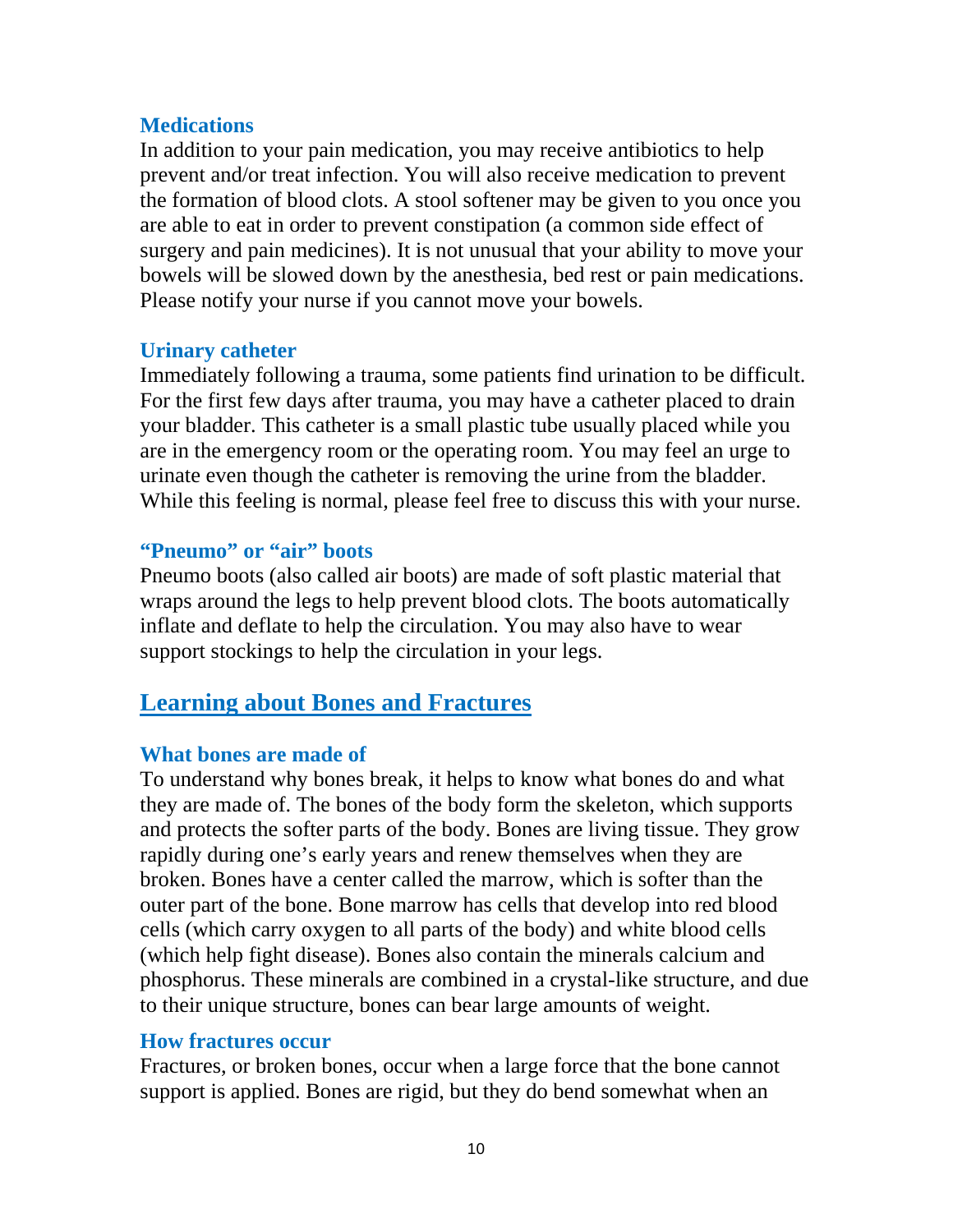### Medications

In addition to your pain medication, you may receive antibiotics to help prevent and/or treat infection. You will also receive medication to prevent the formation of blood clots. A stool softener may be given to you once you are able to eat in order to prevent constipation (a common side effect of surgery and pain medicines). It is not unusual that your ability to move your bowels will be slowed down by the anesthesia, bed rest or pain medications. Please notify your nurse if you cannot move your bowels.

### Urinary catheter

Immediately following a trauma, some patients find urination to be difficult. For the first few days after trauma, you may have a catheter placed to drain your bladder. This catheter is a small plastic tube usually placed while you are in the emergency room or the operating room. You may feel an urge to urinate even though the catheter is removing the urine from the bladder. While this feeling is normal, please feel free to discuss this with your nurse.

### "Pneumo" or "air" boots

Pneumo boots (also called air boots) are made of soft plastic material that wraps around the legs to help prevent blood clots. The boots automatically inflate and deflate to help the circulation. You may also have to wear support stockings to help the circulation in your legs.

## Learning about Bones and Fractures

### What bones are made of

To understand why bones break, it helps to know what bones do and what they are made of. The bones of the body form the skeleton, which supports and protects the softer parts of the body. Bones are living tissue. They grow rapidly during one's early years and renew themselves when they are broken. Bones have a center called the marrow, which is softer than the outer part of the bone. Bone marrow has cells that develop into red blood cells (which carry oxygen to all parts of the body) and white blood cells (which help fight disease). Bones also contain the minerals calcium and phosphorus. These minerals are combined in a crystal-like structure, and due to their unique structure, bones can bear large amounts of weight.

### How fractures occur

Fractures, or broken bones, occur when a large force that the bone cannot support is applied. Bones are rigid, but they do bend somewhat when an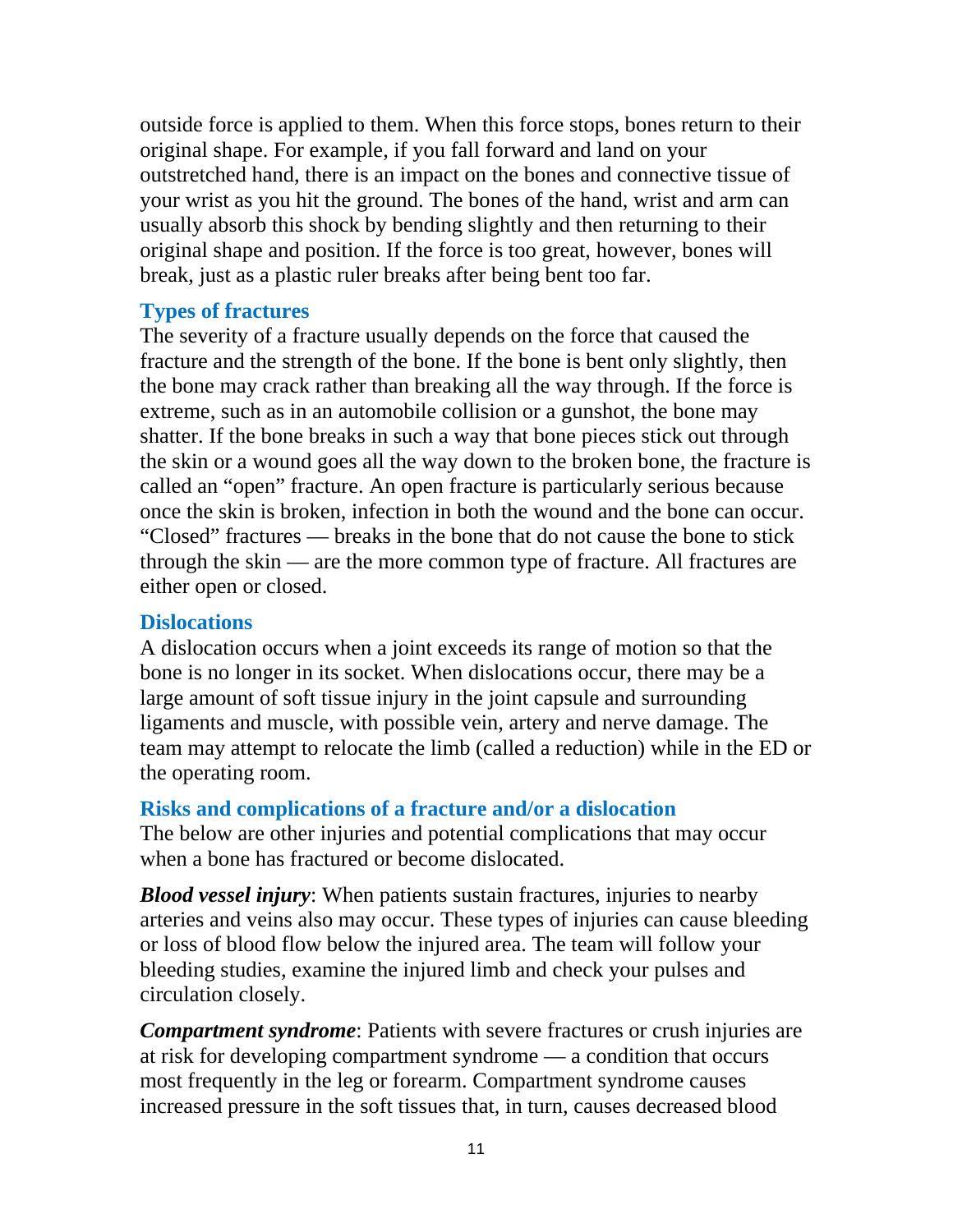outside force is applied to them. When this force stops, bones return to their original shape. For example, if you fall forward and land on your outstretched hand, there is an impact on the bones and connective tissue of your wrist as you hit the ground. The bones of the hand, wrist and arm can usually absorb this shock by bending slightly and then returning to their original shape and position. If the force is too great, however, bones will break, just as a plastic ruler breaks after being bent too far.

## Types of fractures

The severity of a fracture usually depends on the force that caused the fracture and the strength of the bone. If the bone is bent only slightly, then the bone may crack rather than breaking all the way through. If the force is extreme, such as in an automobile collision or a gunshot, the bone may shatter. If the bone breaks in such a way that bone pieces stick out through the skin or a wound goes all the way down to the broken bone, the fracture is called an "open" fracture. An open fracture is particularly serious because once the skin is broken, infection in both the wound and the bone can occur. "Closed" fractures — breaks in the bone that do not cause the bone to stick through the skin — are the more common type of fracture. All fractures are either open or closed.

## Dislocations

A dislocation occurs when a joint exceeds its range of motion so that the bone is no longer in its socket. When dislocations occur, there may be a large amount of soft tissue injury in the joint capsule and surrounding ligaments and muscle, with possible vein, artery and nerve damage. The team may attempt to relocate the limb (called a reduction) while in the ED or the operating room.

## Risks and complications of a fracture and/or a dislocation

The below are other injuries and potential complications that may occur when a bone has fractured or become dislocated.

***Blood vessel injury***: When patients sustain fractures, injuries to nearby arteries and veins also may occur. These types of injuries can cause bleeding or loss of blood flow below the injured area. The team will follow your bleeding studies, examine the injured limb and check your pulses and circulation closely.

***Compartment syndrome***: Patients with severe fractures or crush injuries are at risk for developing compartment syndrome — a condition that occurs most frequently in the leg or forearm. Compartment syndrome causes increased pressure in the soft tissues that, in turn, causes decreased blood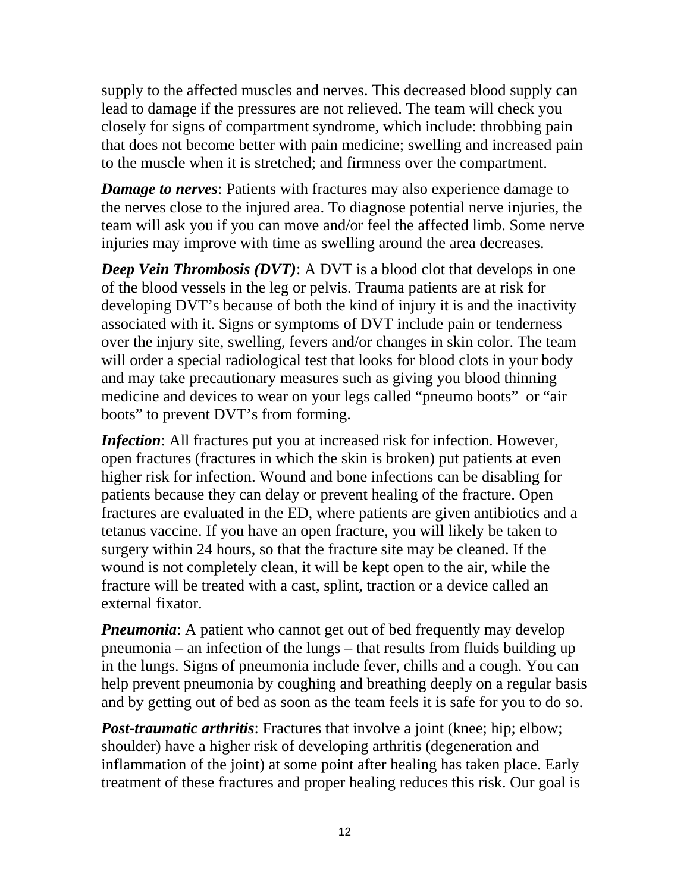supply to the affected muscles and nerves. This decreased blood supply can lead to damage if the pressures are not relieved. The team will check you closely for signs of compartment syndrome, which include: throbbing pain that does not become better with pain medicine; swelling and increased pain to the muscle when it is stretched; and firmness over the compartment.

***Damage to nerves***: Patients with fractures may also experience damage to the nerves close to the injured area. To diagnose potential nerve injuries, the team will ask you if you can move and/or feel the affected limb. Some nerve injuries may improve with time as swelling around the area decreases.

***Deep Vein Thrombosis (DVT)***: A DVT is a blood clot that develops in one of the blood vessels in the leg or pelvis. Trauma patients are at risk for developing DVT's because of both the kind of injury it is and the inactivity associated with it. Signs or symptoms of DVT include pain or tenderness over the injury site, swelling, fevers and/or changes in skin color. The team will order a special radiological test that looks for blood clots in your body and may take precautionary measures such as giving you blood thinning medicine and devices to wear on your legs called "pneumo boots" or "air boots" to prevent DVT's from forming.

***Infection***: All fractures put you at increased risk for infection. However, open fractures (fractures in which the skin is broken) put patients at even higher risk for infection. Wound and bone infections can be disabling for patients because they can delay or prevent healing of the fracture. Open fractures are evaluated in the ED, where patients are given antibiotics and a tetanus vaccine. If you have an open fracture, you will likely be taken to surgery within 24 hours, so that the fracture site may be cleaned. If the wound is not completely clean, it will be kept open to the air, while the fracture will be treated with a cast, splint, traction or a device called an external fixator.

***Pneumonia***: A patient who cannot get out of bed frequently may develop pneumonia – an infection of the lungs – that results from fluids building up in the lungs. Signs of pneumonia include fever, chills and a cough. You can help prevent pneumonia by coughing and breathing deeply on a regular basis and by getting out of bed as soon as the team feels it is safe for you to do so.

***Post-traumatic arthritis***: Fractures that involve a joint (knee; hip; elbow; shoulder) have a higher risk of developing arthritis (degeneration and inflammation of the joint) at some point after healing has taken place. Early treatment of these fractures and proper healing reduces this risk. Our goal is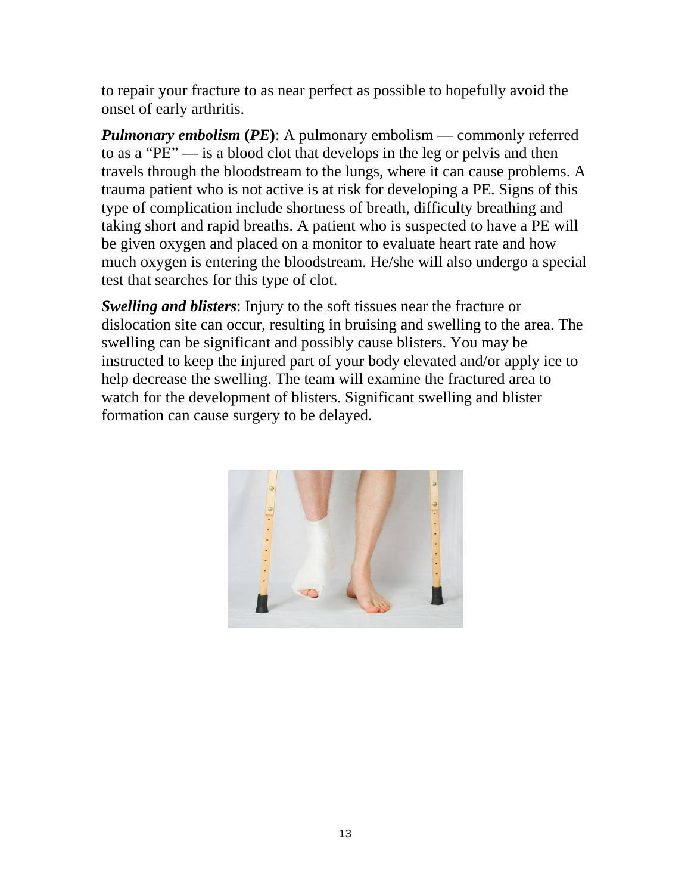to repair your fracture to as near perfect as possible to hopefully avoid the onset of early arthritis.

***Pulmonary embolism*** **(*PE*)**: A pulmonary embolism — commonly referred to as a "PE" — is a blood clot that develops in the leg or pelvis and then travels through the bloodstream to the lungs, where it can cause problems. A trauma patient who is not active is at risk for developing a PE. Signs of this type of complication include shortness of breath, difficulty breathing and taking short and rapid breaths. A patient who is suspected to have a PE will be given oxygen and placed on a monitor to evaluate heart rate and how much oxygen is entering the bloodstream. He/she will also undergo a special test that searches for this type of clot.

***Swelling and blisters***: Injury to the soft tissues near the fracture or dislocation site can occur, resulting in bruising and swelling to the area. The swelling can be significant and possibly cause blisters. You may be instructed to keep the injured part of your body elevated and/or apply ice to help decrease the swelling. The team will examine the fractured area to watch for the development of blisters. Significant swelling and blister formation can cause surgery to be delayed.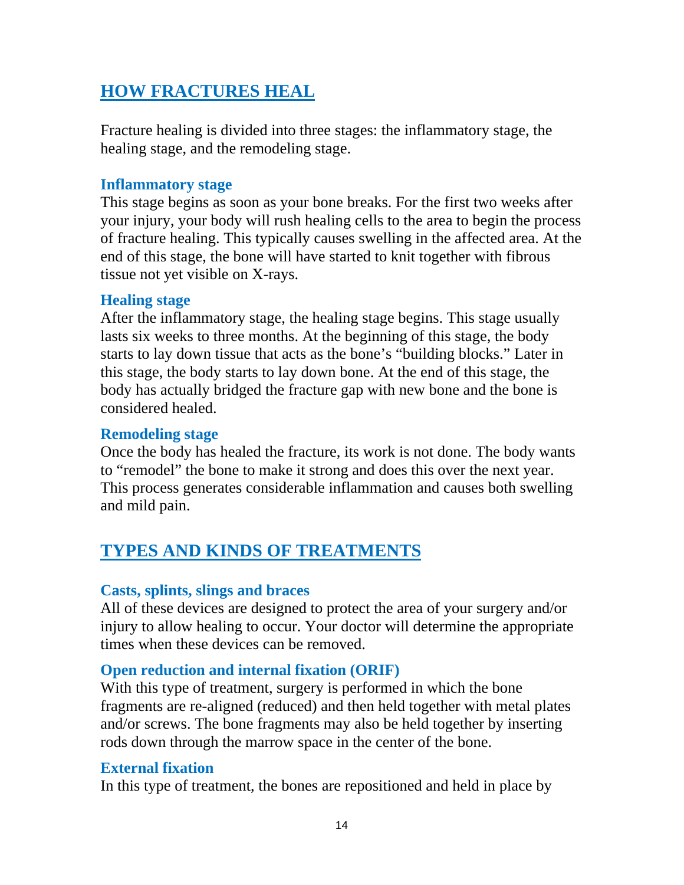## HOW FRACTURES HEAL

Fracture healing is divided into three stages: the inflammatory stage, the healing stage, and the remodeling stage.

### Inflammatory stage

This stage begins as soon as your bone breaks. For the first two weeks after your injury, your body will rush healing cells to the area to begin the process of fracture healing. This typically causes swelling in the affected area. At the end of this stage, the bone will have started to knit together with fibrous tissue not yet visible on X-rays.

### Healing stage

After the inflammatory stage, the healing stage begins. This stage usually lasts six weeks to three months. At the beginning of this stage, the body starts to lay down tissue that acts as the bone's "building blocks." Later in this stage, the body starts to lay down bone. At the end of this stage, the body has actually bridged the fracture gap with new bone and the bone is considered healed.

### Remodeling stage

Once the body has healed the fracture, its work is not done. The body wants to "remodel" the bone to make it strong and does this over the next year. This process generates considerable inflammation and causes both swelling and mild pain.

## TYPES AND KINDS OF TREATMENTS

### Casts, splints, slings and braces

All of these devices are designed to protect the area of your surgery and/or injury to allow healing to occur. Your doctor will determine the appropriate times when these devices can be removed.

### Open reduction and internal fixation (ORIF)

With this type of treatment, surgery is performed in which the bone fragments are re-aligned (reduced) and then held together with metal plates and/or screws. The bone fragments may also be held together by inserting rods down through the marrow space in the center of the bone.

### External fixation

In this type of treatment, the bones are repositioned and held in place by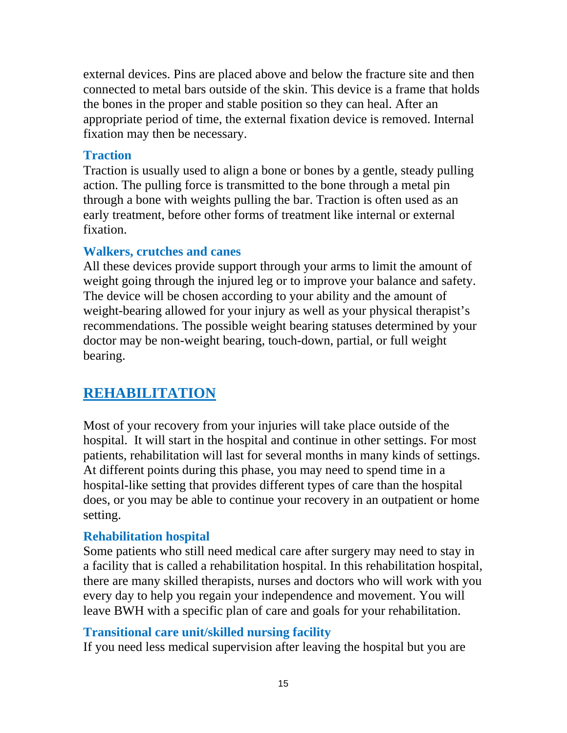external devices. Pins are placed above and below the fracture site and then connected to metal bars outside of the skin. This device is a frame that holds the bones in the proper and stable position so they can heal. After an appropriate period of time, the external fixation device is removed. Internal fixation may then be necessary.

### Traction

Traction is usually used to align a bone or bones by a gentle, steady pulling action. The pulling force is transmitted to the bone through a metal pin through a bone with weights pulling the bar. Traction is often used as an early treatment, before other forms of treatment like internal or external fixation.

### Walkers, crutches and canes

All these devices provide support through your arms to limit the amount of weight going through the injured leg or to improve your balance and safety. The device will be chosen according to your ability and the amount of weight-bearing allowed for your injury as well as your physical therapist's recommendations. The possible weight bearing statuses determined by your doctor may be non-weight bearing, touch-down, partial, or full weight bearing.

## REHABILITATION

Most of your recovery from your injuries will take place outside of the hospital. It will start in the hospital and continue in other settings. For most patients, rehabilitation will last for several months in many kinds of settings. At different points during this phase, you may need to spend time in a hospital-like setting that provides different types of care than the hospital does, or you may be able to continue your recovery in an outpatient or home setting.

### Rehabilitation hospital

Some patients who still need medical care after surgery may need to stay in a facility that is called a rehabilitation hospital. In this rehabilitation hospital, there are many skilled therapists, nurses and doctors who will work with you every day to help you regain your independence and movement. You will leave BWH with a specific plan of care and goals for your rehabilitation.

### Transitional care unit/skilled nursing facility

If you need less medical supervision after leaving the hospital but you are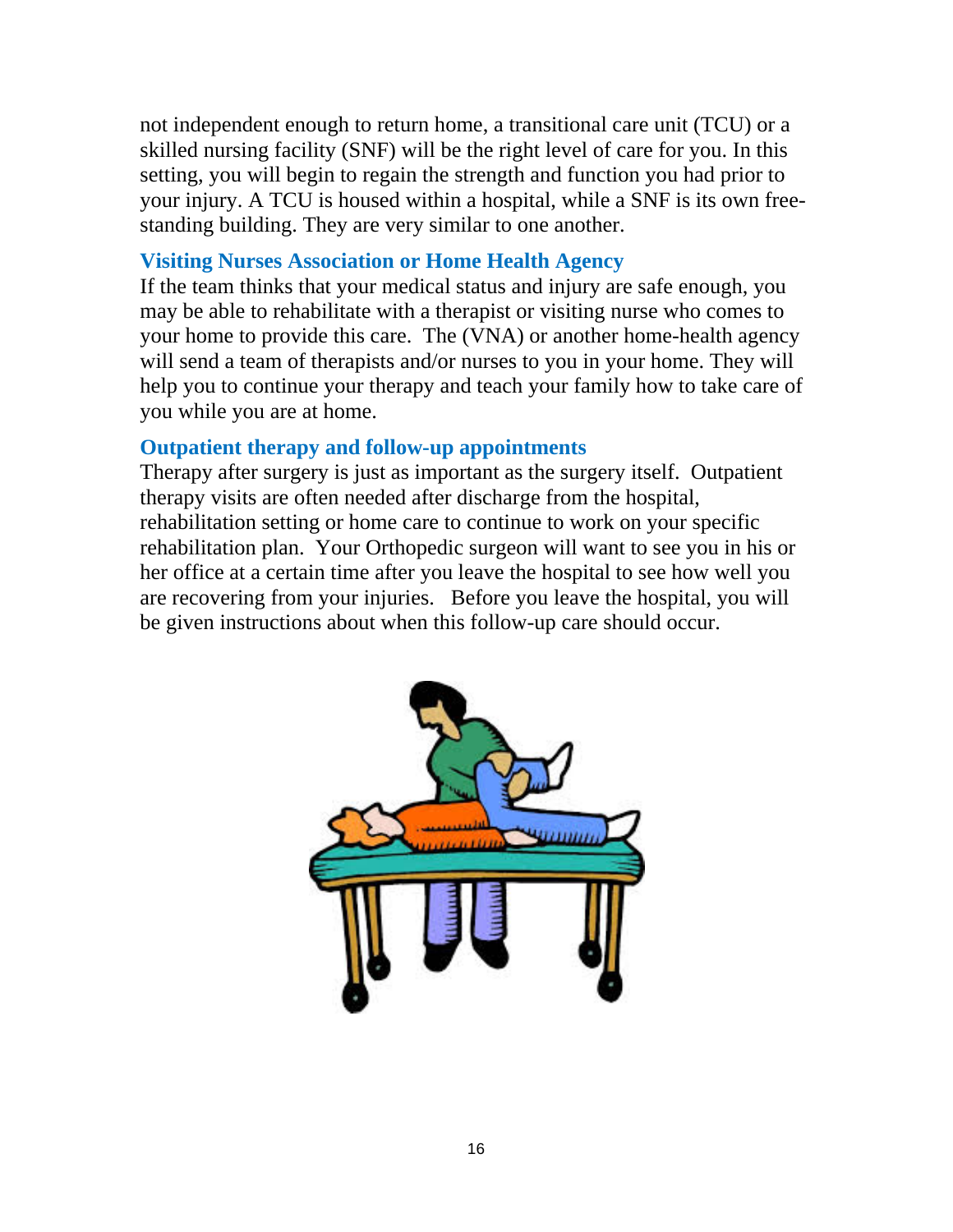not independent enough to return home, a transitional care unit (TCU) or a skilled nursing facility (SNF) will be the right level of care for you. In this setting, you will begin to regain the strength and function you had prior to your injury. A TCU is housed within a hospital, while a SNF is its own free-standing building. They are very similar to one another.

### Visiting Nurses Association or Home Health Agency

If the team thinks that your medical status and injury are safe enough, you may be able to rehabilitate with a therapist or visiting nurse who comes to your home to provide this care. The (VNA) or another home-health agency will send a team of therapists and/or nurses to you in your home. They will help you to continue your therapy and teach your family how to take care of you while you are at home.

### Outpatient therapy and follow-up appointments

Therapy after surgery is just as important as the surgery itself. Outpatient therapy visits are often needed after discharge from the hospital, rehabilitation setting or home care to continue to work on your specific rehabilitation plan. Your Orthopedic surgeon will want to see you in his or her office at a certain time after you leave the hospital to see how well you are recovering from your injuries. Before you leave the hospital, you will be given instructions about when this follow-up care should occur.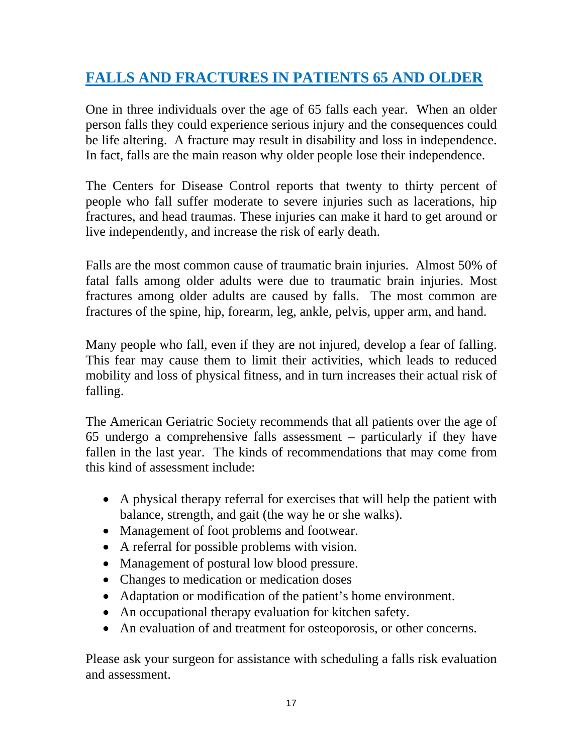# FALLS AND FRACTURES IN PATIENTS 65 AND OLDER

One in three individuals over the age of 65 falls each year. When an older person falls they could experience serious injury and the consequences could be life altering. A fracture may result in disability and loss in independence. In fact, falls are the main reason why older people lose their independence.

The Centers for Disease Control reports that twenty to thirty percent of people who fall suffer moderate to severe injuries such as lacerations, hip fractures, and head traumas. These injuries can make it hard to get around or live independently, and increase the risk of early death.

Falls are the most common cause of traumatic brain injuries. Almost 50% of fatal falls among older adults were due to traumatic brain injuries. Most fractures among older adults are caused by falls. The most common are fractures of the spine, hip, forearm, leg, ankle, pelvis, upper arm, and hand.

Many people who fall, even if they are not injured, develop a fear of falling. This fear may cause them to limit their activities, which leads to reduced mobility and loss of physical fitness, and in turn increases their actual risk of falling.

The American Geriatric Society recommends that all patients over the age of 65 undergo a comprehensive falls assessment – particularly if they have fallen in the last year. The kinds of recommendations that may come from this kind of assessment include:

- A physical therapy referral for exercises that will help the patient with balance, strength, and gait (the way he or she walks).
- Management of foot problems and footwear.
- A referral for possible problems with vision.
- Management of postural low blood pressure.
- Changes to medication or medication doses
- Adaptation or modification of the patient's home environment.
- An occupational therapy evaluation for kitchen safety.
- An evaluation of and treatment for osteoporosis, or other concerns.

Please ask your surgeon for assistance with scheduling a falls risk evaluation and assessment.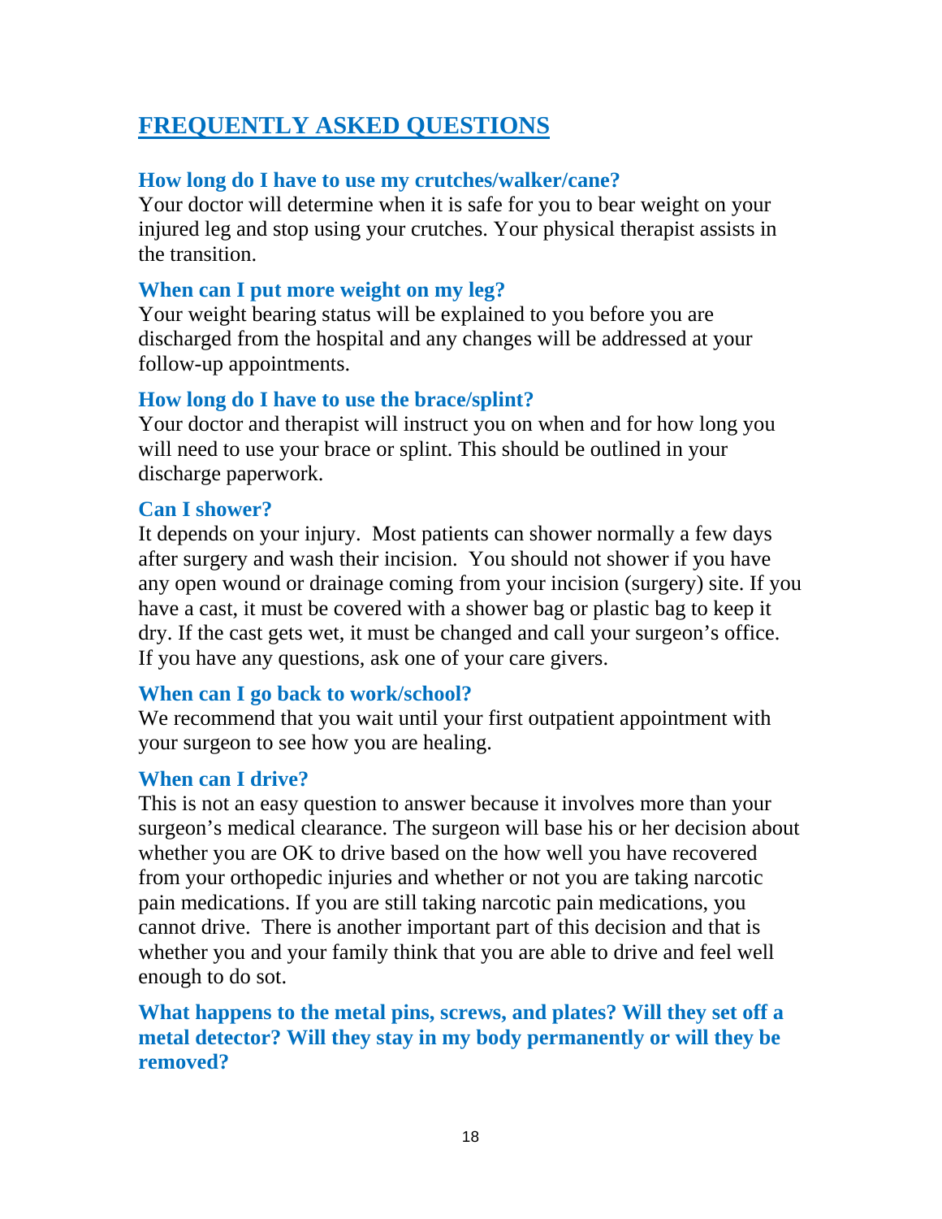## FREQUENTLY ASKED QUESTIONS

### How long do I have to use my crutches/walker/cane?

Your doctor will determine when it is safe for you to bear weight on your injured leg and stop using your crutches. Your physical therapist assists in the transition.

### When can I put more weight on my leg?

Your weight bearing status will be explained to you before you are discharged from the hospital and any changes will be addressed at your follow-up appointments.

### How long do I have to use the brace/splint?

Your doctor and therapist will instruct you on when and for how long you will need to use your brace or splint. This should be outlined in your discharge paperwork.

### Can I shower?

It depends on your injury. Most patients can shower normally a few days after surgery and wash their incision. You should not shower if you have any open wound or drainage coming from your incision (surgery) site. If you have a cast, it must be covered with a shower bag or plastic bag to keep it dry. If the cast gets wet, it must be changed and call your surgeon's office. If you have any questions, ask one of your care givers.

### When can I go back to work/school?

We recommend that you wait until your first outpatient appointment with your surgeon to see how you are healing.

### When can I drive?

This is not an easy question to answer because it involves more than your surgeon's medical clearance. The surgeon will base his or her decision about whether you are OK to drive based on the how well you have recovered from your orthopedic injuries and whether or not you are taking narcotic pain medications. If you are still taking narcotic pain medications, you cannot drive. There is another important part of this decision and that is whether you and your family think that you are able to drive and feel well enough to do sot.

### What happens to the metal pins, screws, and plates? Will they set off a metal detector? Will they stay in my body permanently or will they be removed?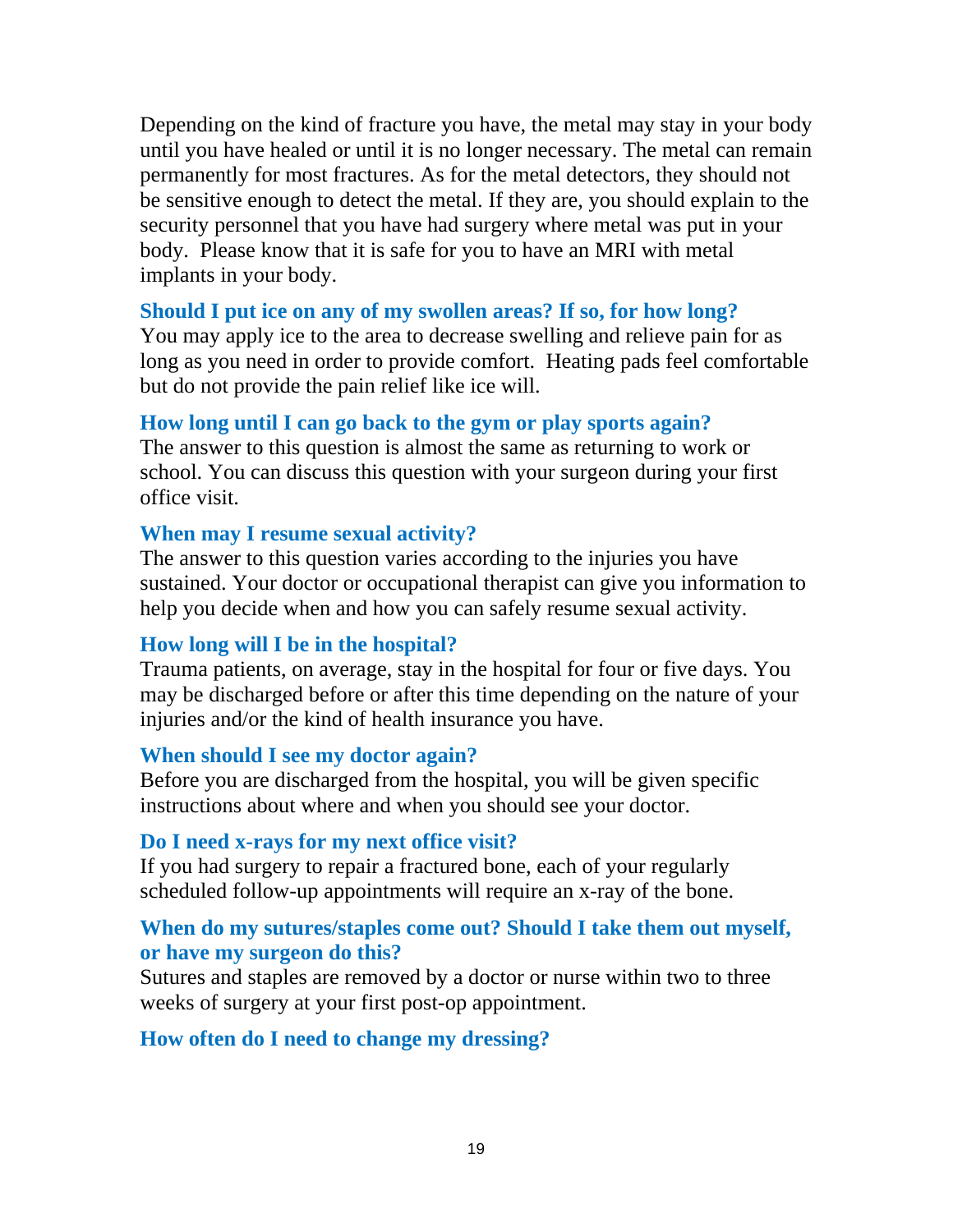Depending on the kind of fracture you have, the metal may stay in your body until you have healed or until it is no longer necessary. The metal can remain permanently for most fractures. As for the metal detectors, they should not be sensitive enough to detect the metal. If they are, you should explain to the security personnel that you have had surgery where metal was put in your body.  Please know that it is safe for you to have an MRI with metal implants in your body.

### Should I put ice on any of my swollen areas? If so, for how long?

You may apply ice to the area to decrease swelling and relieve pain for as long as you need in order to provide comfort.  Heating pads feel comfortable but do not provide the pain relief like ice will.

### How long until I can go back to the gym or play sports again?

The answer to this question is almost the same as returning to work or school. You can discuss this question with your surgeon during your first office visit.

### When may I resume sexual activity?

The answer to this question varies according to the injuries you have sustained. Your doctor or occupational therapist can give you information to help you decide when and how you can safely resume sexual activity.

### How long will I be in the hospital?

Trauma patients, on average, stay in the hospital for four or five days. You may be discharged before or after this time depending on the nature of your injuries and/or the kind of health insurance you have.

### When should I see my doctor again?

Before you are discharged from the hospital, you will be given specific instructions about where and when you should see your doctor.

### Do I need x-rays for my next office visit?

If you had surgery to repair a fractured bone, each of your regularly scheduled follow-up appointments will require an x-ray of the bone.

### When do my sutures/staples come out? Should I take them out myself, or have my surgeon do this?

Sutures and staples are removed by a doctor or nurse within two to three weeks of surgery at your first post-op appointment.

### How often do I need to change my dressing?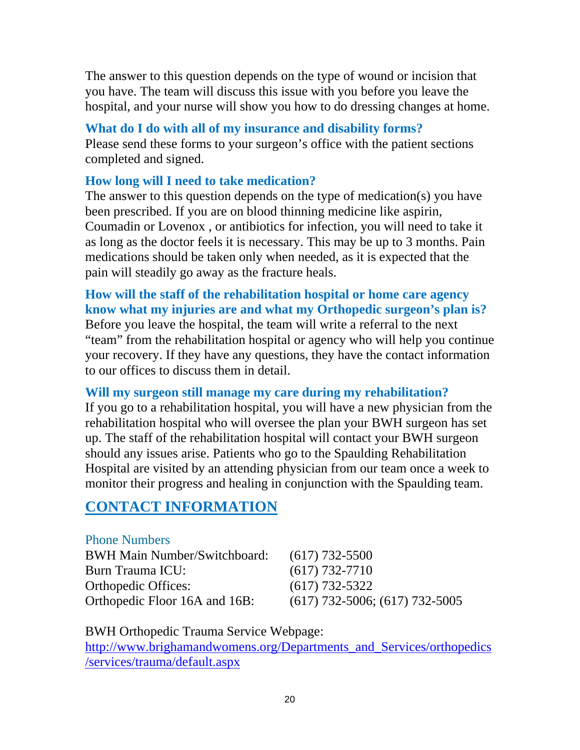The answer to this question depends on the type of wound or incision that you have. The team will discuss this issue with you before you leave the hospital, and your nurse will show you how to do dressing changes at home.

### What do I do with all of my insurance and disability forms?

Please send these forms to your surgeon's office with the patient sections completed and signed.

### How long will I need to take medication?

The answer to this question depends on the type of medication(s) you have been prescribed. If you are on blood thinning medicine like aspirin, Coumadin or Lovenox , or antibiotics for infection, you will need to take it as long as the doctor feels it is necessary. This may be up to 3 months. Pain medications should be taken only when needed, as it is expected that the pain will steadily go away as the fracture heals.

### How will the staff of the rehabilitation hospital or home care agency know what my injuries are and what my Orthopedic surgeon's plan is?

Before you leave the hospital, the team will write a referral to the next "team" from the rehabilitation hospital or agency who will help you continue your recovery. If they have any questions, they have the contact information to our offices to discuss them in detail.

### Will my surgeon still manage my care during my rehabilitation?

If you go to a rehabilitation hospital, you will have a new physician from the rehabilitation hospital who will oversee the plan your BWH surgeon has set up. The staff of the rehabilitation hospital will contact your BWH surgeon should any issues arise. Patients who go to the Spaulding Rehabilitation Hospital are visited by an attending physician from our team once a week to monitor their progress and healing in conjunction with the Spaulding team.

## CONTACT INFORMATION

Phone Numbers

| | |
|---|---|
| BWH Main Number/Switchboard: | (617) 732-5500 |
| Burn Trauma ICU: | (617) 732-7710 |
| Orthopedic Offices: | (617) 732-5322 |
| Orthopedic Floor 16A and 16B: | (617) 732-5006; (617) 732-5005 |

BWH Orthopedic Trauma Service Webpage:
http://www.brighamandwomens.org/Departments_and_Services/orthopedics/services/trauma/default.aspx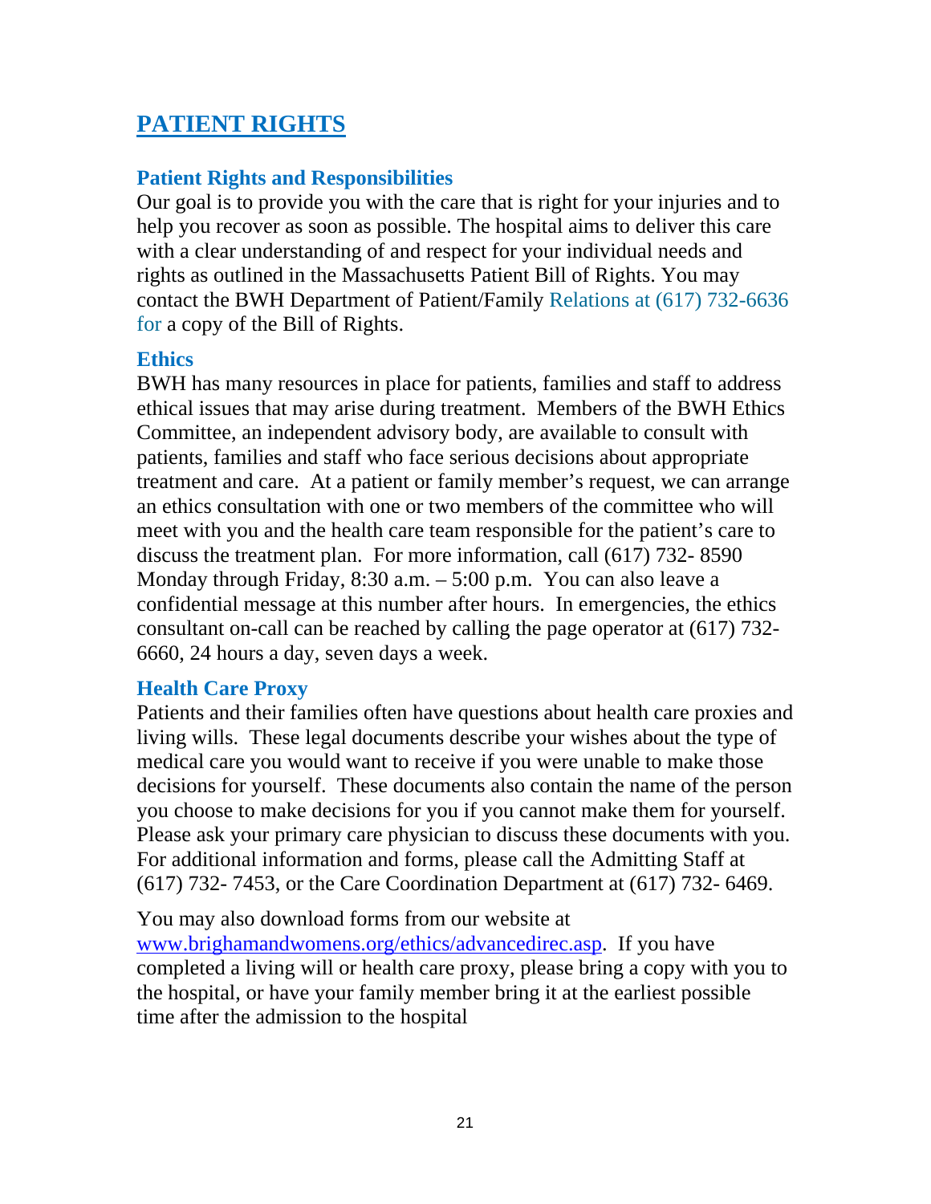# PATIENT RIGHTS

## Patient Rights and Responsibilities

Our goal is to provide you with the care that is right for your injuries and to help you recover as soon as possible. The hospital aims to deliver this care with a clear understanding of and respect for your individual needs and rights as outlined in the Massachusetts Patient Bill of Rights. You may contact the BWH Department of Patient/Family Relations at (617) 732-6636 for a copy of the Bill of Rights.

## Ethics

BWH has many resources in place for patients, families and staff to address ethical issues that may arise during treatment. Members of the BWH Ethics Committee, an independent advisory body, are available to consult with patients, families and staff who face serious decisions about appropriate treatment and care. At a patient or family member's request, we can arrange an ethics consultation with one or two members of the committee who will meet with you and the health care team responsible for the patient's care to discuss the treatment plan. For more information, call (617) 732- 8590 Monday through Friday, 8:30 a.m. – 5:00 p.m. You can also leave a confidential message at this number after hours. In emergencies, the ethics consultant on-call can be reached by calling the page operator at (617) 732-6660, 24 hours a day, seven days a week.

## Health Care Proxy

Patients and their families often have questions about health care proxies and living wills. These legal documents describe your wishes about the type of medical care you would want to receive if you were unable to make those decisions for yourself. These documents also contain the name of the person you choose to make decisions for you if you cannot make them for yourself. Please ask your primary care physician to discuss these documents with you. For additional information and forms, please call the Admitting Staff at (617) 732- 7453, or the Care Coordination Department at (617) 732- 6469.

You may also download forms from our website at www.brighamandwomens.org/ethics/advancedirec.asp. If you have completed a living will or health care proxy, please bring a copy with you to the hospital, or have your family member bring it at the earliest possible time after the admission to the hospital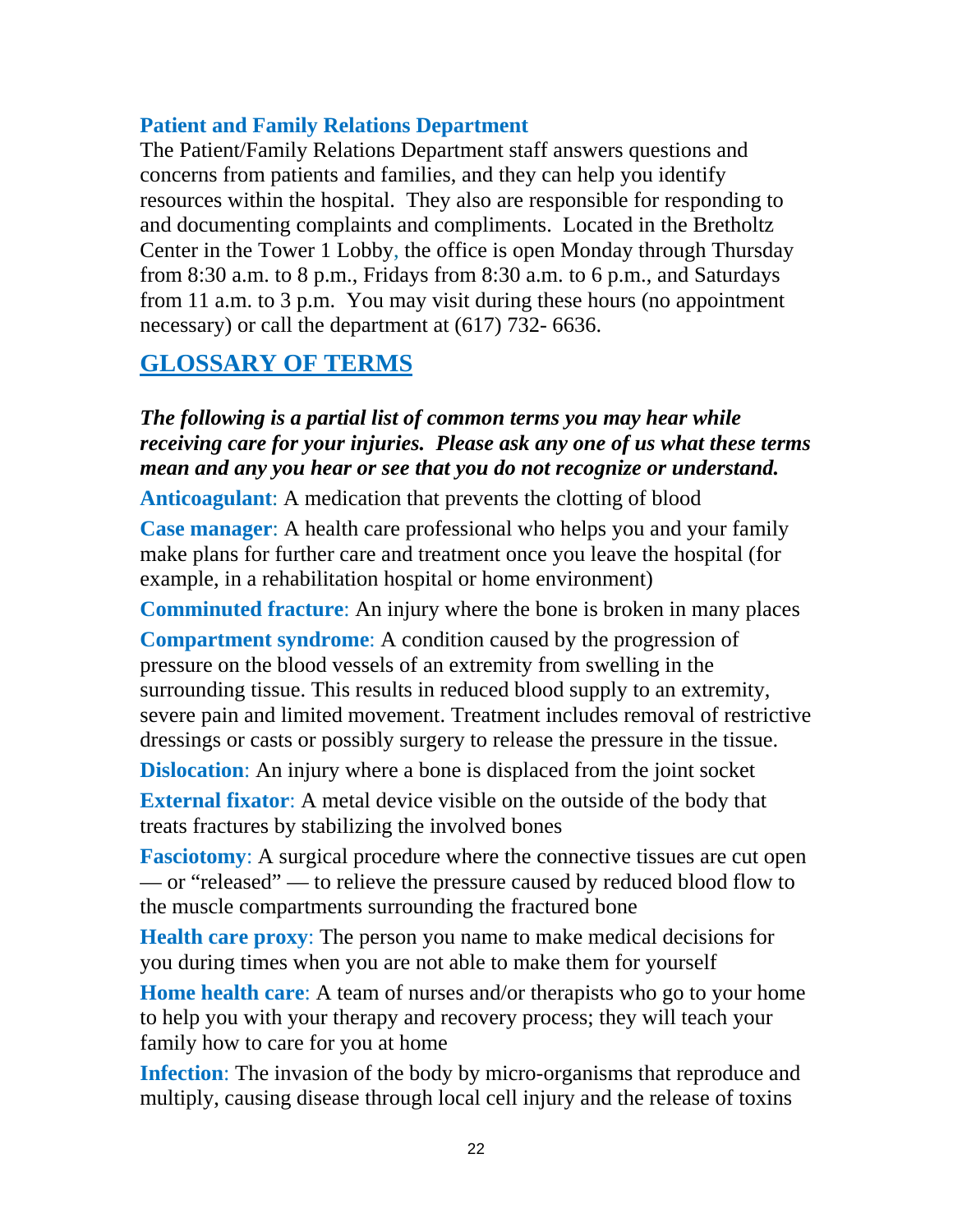### Patient and Family Relations Department

The Patient/Family Relations Department staff answers questions and concerns from patients and families, and they can help you identify resources within the hospital. They also are responsible for responding to and documenting complaints and compliments. Located in the Bretholtz Center in the Tower 1 Lobby, the office is open Monday through Thursday from 8:30 a.m. to 8 p.m., Fridays from 8:30 a.m. to 6 p.m., and Saturdays from 11 a.m. to 3 p.m. You may visit during these hours (no appointment necessary) or call the department at (617) 732- 6636.

## GLOSSARY OF TERMS

***The following is a partial list of common terms you may hear while receiving care for your injuries. Please ask any one of us what these terms mean and any you hear or see that you do not recognize or understand.***

**Anticoagulant**: A medication that prevents the clotting of blood

**Case manager**: A health care professional who helps you and your family make plans for further care and treatment once you leave the hospital (for example, in a rehabilitation hospital or home environment)

**Comminuted fracture**: An injury where the bone is broken in many places

**Compartment syndrome**: A condition caused by the progression of pressure on the blood vessels of an extremity from swelling in the surrounding tissue. This results in reduced blood supply to an extremity, severe pain and limited movement. Treatment includes removal of restrictive dressings or casts or possibly surgery to release the pressure in the tissue.

**Dislocation**: An injury where a bone is displaced from the joint socket

**External fixator**: A metal device visible on the outside of the body that treats fractures by stabilizing the involved bones

**Fasciotomy**: A surgical procedure where the connective tissues are cut open — or "released" — to relieve the pressure caused by reduced blood flow to the muscle compartments surrounding the fractured bone

**Health care proxy**: The person you name to make medical decisions for you during times when you are not able to make them for yourself

**Home health care**: A team of nurses and/or therapists who go to your home to help you with your therapy and recovery process; they will teach your family how to care for you at home

**Infection**: The invasion of the body by micro-organisms that reproduce and multiply, causing disease through local cell injury and the release of toxins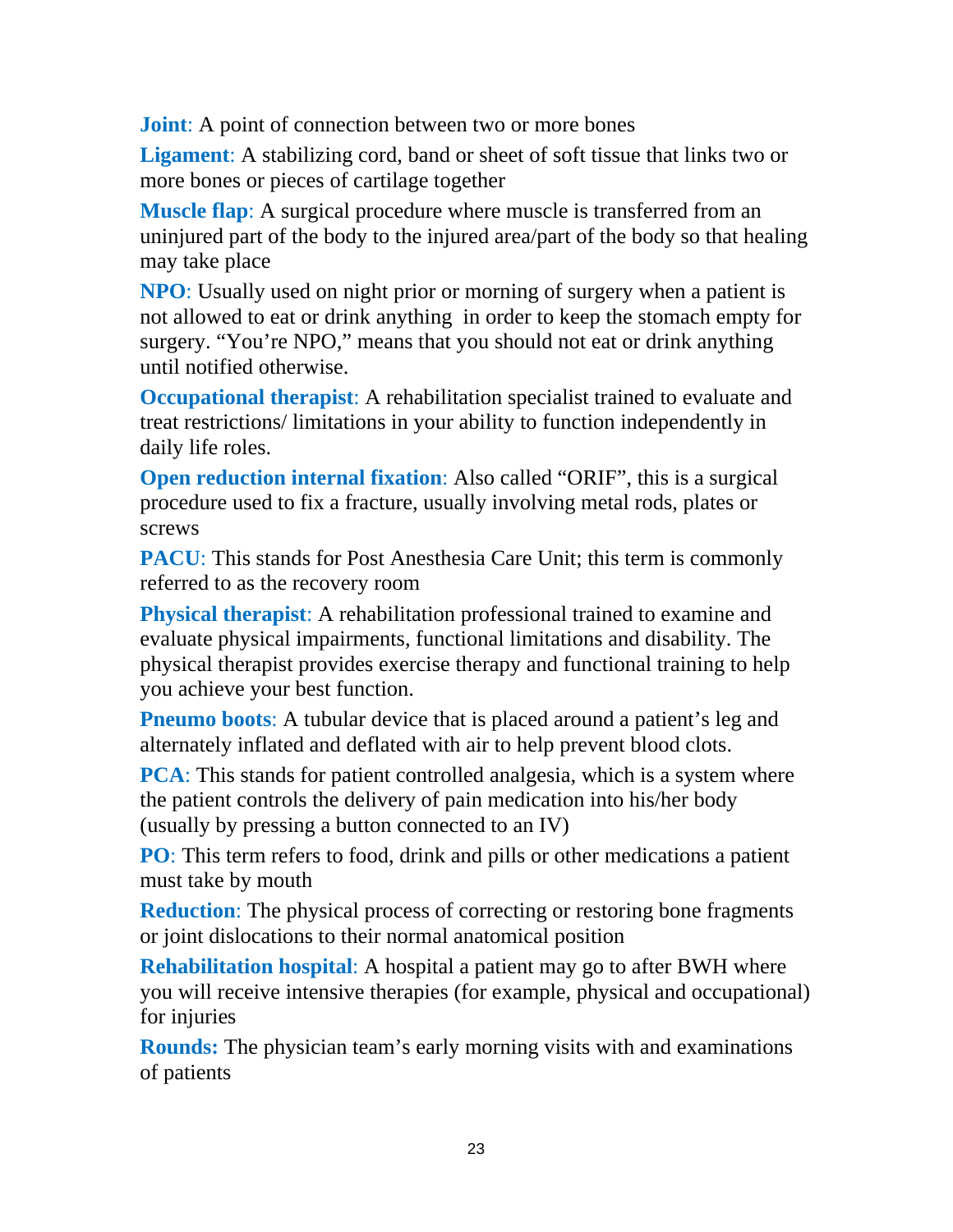**Joint**: A point of connection between two or more bones

**Ligament**: A stabilizing cord, band or sheet of soft tissue that links two or more bones or pieces of cartilage together

**Muscle flap**: A surgical procedure where muscle is transferred from an uninjured part of the body to the injured area/part of the body so that healing may take place

**NPO**: Usually used on night prior or morning of surgery when a patient is not allowed to eat or drink anything in order to keep the stomach empty for surgery. "You're NPO," means that you should not eat or drink anything until notified otherwise.

**Occupational therapist**: A rehabilitation specialist trained to evaluate and treat restrictions/ limitations in your ability to function independently in daily life roles.

**Open reduction internal fixation**: Also called "ORIF", this is a surgical procedure used to fix a fracture, usually involving metal rods, plates or screws

**PACU**: This stands for Post Anesthesia Care Unit; this term is commonly referred to as the recovery room

**Physical therapist**: A rehabilitation professional trained to examine and evaluate physical impairments, functional limitations and disability. The physical therapist provides exercise therapy and functional training to help you achieve your best function.

**Pneumo boots**: A tubular device that is placed around a patient's leg and alternately inflated and deflated with air to help prevent blood clots.

**PCA**: This stands for patient controlled analgesia, which is a system where the patient controls the delivery of pain medication into his/her body (usually by pressing a button connected to an IV)

**PO**: This term refers to food, drink and pills or other medications a patient must take by mouth

**Reduction**: The physical process of correcting or restoring bone fragments or joint dislocations to their normal anatomical position

**Rehabilitation hospital**: A hospital a patient may go to after BWH where you will receive intensive therapies (for example, physical and occupational) for injuries

**Rounds:** The physician team's early morning visits with and examinations of patients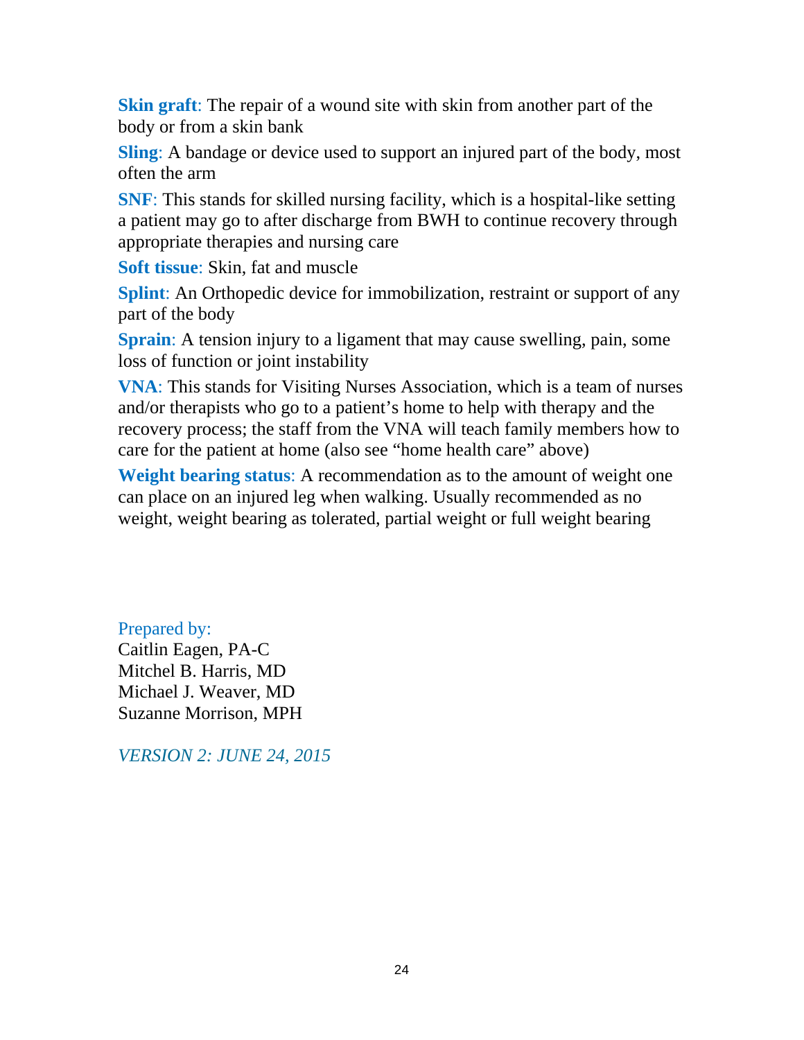**Skin graft**: The repair of a wound site with skin from another part of the body or from a skin bank

**Sling**: A bandage or device used to support an injured part of the body, most often the arm

**SNF**: This stands for skilled nursing facility, which is a hospital-like setting a patient may go to after discharge from BWH to continue recovery through appropriate therapies and nursing care

**Soft tissue**: Skin, fat and muscle

**Splint**: An Orthopedic device for immobilization, restraint or support of any part of the body

**Sprain**: A tension injury to a ligament that may cause swelling, pain, some loss of function or joint instability

**VNA**: This stands for Visiting Nurses Association, which is a team of nurses and/or therapists who go to a patient's home to help with therapy and the recovery process; the staff from the VNA will teach family members how to care for the patient at home (also see "home health care" above)

**Weight bearing status**: A recommendation as to the amount of weight one can place on an injured leg when walking. Usually recommended as no weight, weight bearing as tolerated, partial weight or full weight bearing

Prepared by:
Caitlin Eagen, PA-C
Mitchel B. Harris, MD
Michael J. Weaver, MD
Suzanne Morrison, MPH

*VERSION 2: JUNE 24, 2015*